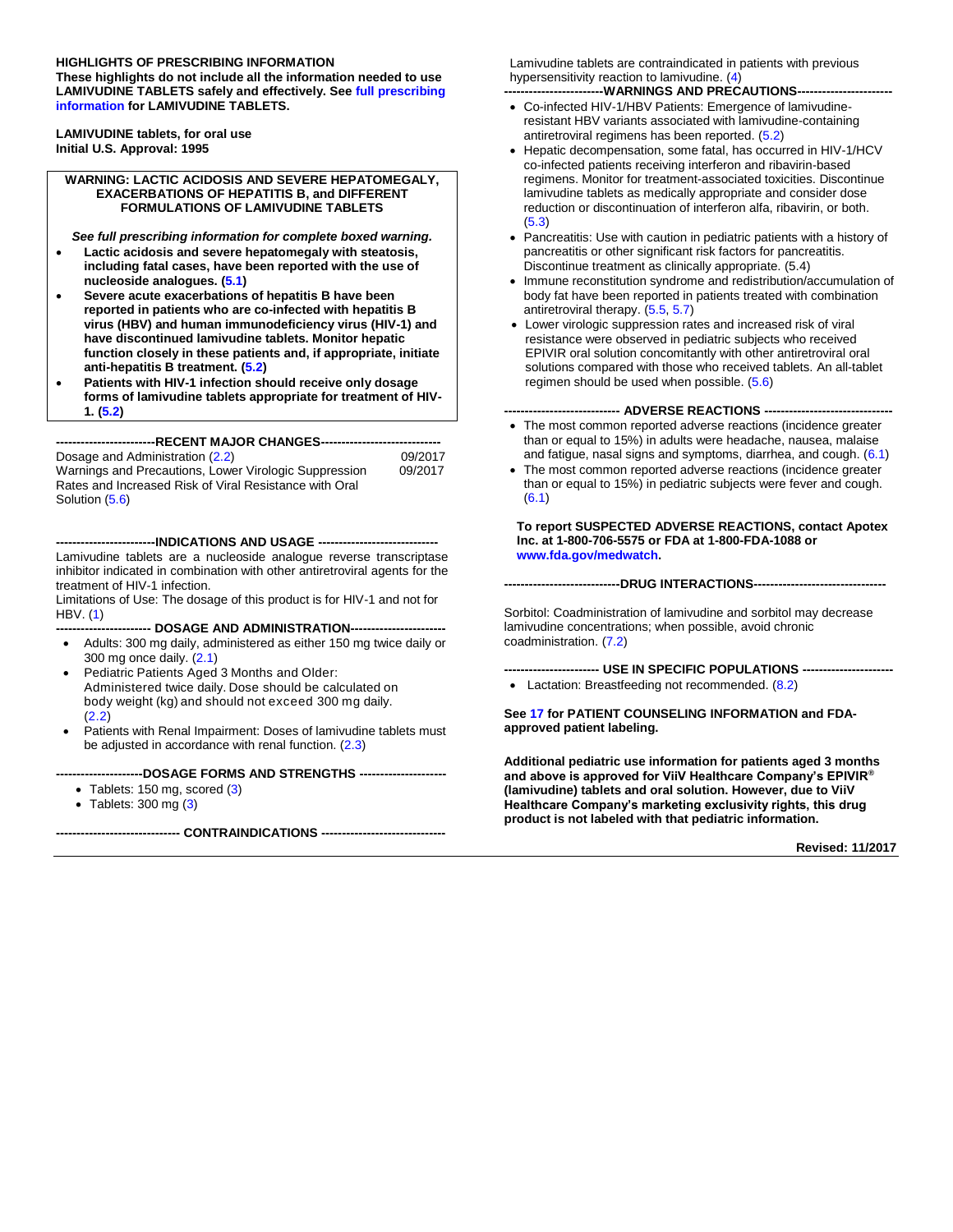**HIGHLIGHTS OF PRESCRIBING INFORMATION**
**These highlights do not include all the information needed to use LAMIVUDINE TABLETS safely and effectively. See full prescribing information for LAMIVUDINE TABLETS.**

**LAMIVUDINE tablets, for oral use**
**Initial U.S. Approval: 1995**

**WARNING: LACTIC ACIDOSIS AND SEVERE HEPATOMEGALY, EXACERBATIONS OF HEPATITIS B, and DIFFERENT FORMULATIONS OF LAMIVUDINE TABLETS**

***See full prescribing information for complete boxed warning.***

- **Lactic acidosis and severe hepatomegaly with steatosis, including fatal cases, have been reported with the use of nucleoside analogues. (5.1)**
- **Severe acute exacerbations of hepatitis B have been reported in patients who are co-infected with hepatitis B virus (HBV) and human immunodeficiency virus (HIV-1) and have discontinued lamivudine tablets. Monitor hepatic function closely in these patients and, if appropriate, initiate anti-hepatitis B treatment. (5.2)**
- **Patients with HIV-1 infection should receive only dosage forms of lamivudine tablets appropriate for treatment of HIV-1. (5.2)**

**------------------------RECENT MAJOR CHANGES----------------------------**

| | |
|---|---|
| Dosage and Administration (2.2) | 09/2017 |
| Warnings and Precautions, Lower Virologic Suppression Rates and Increased Risk of Viral Resistance with Oral Solution (5.6) | 09/2017 |

**------------------------INDICATIONS AND USAGE ----------------------------**

Lamivudine tablets are a nucleoside analogue reverse transcriptase inhibitor indicated in combination with other antiretroviral agents for the treatment of HIV-1 infection.

Limitations of Use: The dosage of this product is for HIV-1 and not for HBV. (1)

**----------------------- DOSAGE AND ADMINISTRATION----------------------**

- Adults: 300 mg daily, administered as either 150 mg twice daily or 300 mg once daily. (2.1)
- Pediatric Patients Aged 3 Months and Older: Administered twice daily. Dose should be calculated on body weight (kg) and should not exceed 300 mg daily. (2.2)
- Patients with Renal Impairment: Doses of lamivudine tablets must be adjusted in accordance with renal function. (2.3)

**---------------------DOSAGE FORMS AND STRENGTHS ---------------------**

- Tablets: 150 mg, scored (3)
- Tablets: 300 mg (3)

**------------------------------ CONTRAINDICATIONS ------------------------------**

Lamivudine tablets are contraindicated in patients with previous hypersensitivity reaction to lamivudine. (4)

**------------------------WARNINGS AND PRECAUTIONS-----------------------**

- Co-infected HIV-1/HBV Patients: Emergence of lamivudine-resistant HBV variants associated with lamivudine-containing antiretroviral regimens has been reported. (5.2)
- Hepatic decompensation, some fatal, has occurred in HIV-1/HCV co-infected patients receiving interferon and ribavirin-based regimens. Monitor for treatment-associated toxicities. Discontinue lamivudine tablets as medically appropriate and consider dose reduction or discontinuation of interferon alfa, ribavirin, or both. (5.3)
- Pancreatitis: Use with caution in pediatric patients with a history of pancreatitis or other significant risk factors for pancreatitis. Discontinue treatment as clinically appropriate. (5.4)
- Immune reconstitution syndrome and redistribution/accumulation of body fat have been reported in patients treated with combination antiretroviral therapy. (5.5, 5.7)
- Lower virologic suppression rates and increased risk of viral resistance were observed in pediatric subjects who received EPIVIR oral solution concomitantly with other antiretroviral oral solutions compared with those who received tablets. An all-tablet regimen should be used when possible. (5.6)

**---------------------------- ADVERSE REACTIONS -------------------------------**

- The most common reported adverse reactions (incidence greater than or equal to 15%) in adults were headache, nausea, malaise and fatigue, nasal signs and symptoms, diarrhea, and cough. (6.1)
- The most common reported adverse reactions (incidence greater than or equal to 15%) in pediatric subjects were fever and cough. (6.1)

**To report SUSPECTED ADVERSE REACTIONS, contact Apotex Inc. at 1-800-706-5575 or FDA at 1-800-FDA-1088 or www.fda.gov/medwatch.**

**----------------------------DRUG INTERACTIONS--------------------------------**

Sorbitol: Coadministration of lamivudine and sorbitol may decrease lamivudine concentrations; when possible, avoid chronic coadministration. (7.2)

**----------------------- USE IN SPECIFIC POPULATIONS ----------------------**

- Lactation: Breastfeeding not recommended. (8.2)

**See 17 for PATIENT COUNSELING INFORMATION and FDA-approved patient labeling.**

**Additional pediatric use information for patients aged 3 months and above is approved for ViiV Healthcare Company's EPIVIR® (lamivudine) tablets and oral solution. However, due to ViiV Healthcare Company's marketing exclusivity rights, this drug product is not labeled with that pediatric information.**

**Revised: 11/2017**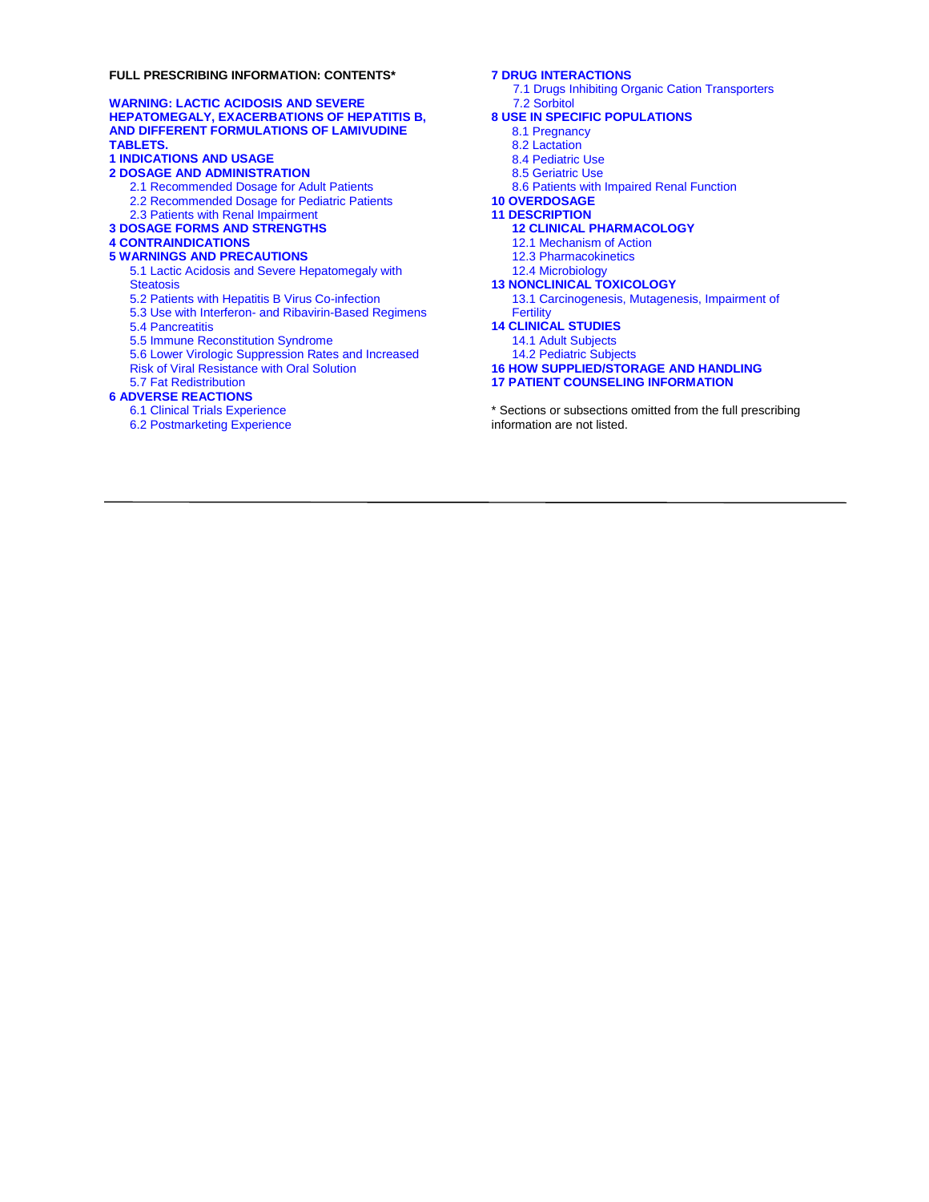**FULL PRESCRIBING INFORMATION: CONTENTS***

**WARNING: LACTIC ACIDOSIS AND SEVERE HEPATOMEGALY, EXACERBATIONS OF HEPATITIS B, AND DIFFERENT FORMULATIONS OF LAMIVUDINE TABLETS.**

**1 INDICATIONS AND USAGE**

**2 DOSAGE AND ADMINISTRATION**
- 2.1 Recommended Dosage for Adult Patients
- 2.2 Recommended Dosage for Pediatric Patients
- 2.3 Patients with Renal Impairment

**3 DOSAGE FORMS AND STRENGTHS**

**4 CONTRAINDICATIONS**

**5 WARNINGS AND PRECAUTIONS**
- 5.1 Lactic Acidosis and Severe Hepatomegaly with Steatosis
- 5.2 Patients with Hepatitis B Virus Co-infection
- 5.3 Use with Interferon- and Ribavirin-Based Regimens
- 5.4 Pancreatitis
- 5.5 Immune Reconstitution Syndrome
- 5.6 Lower Virologic Suppression Rates and Increased Risk of Viral Resistance with Oral Solution
- 5.7 Fat Redistribution

**6 ADVERSE REACTIONS**
- 6.1 Clinical Trials Experience
- 6.2 Postmarketing Experience

**7 DRUG INTERACTIONS**
- 7.1 Drugs Inhibiting Organic Cation Transporters
- 7.2 Sorbitol

**8 USE IN SPECIFIC POPULATIONS**
- 8.1 Pregnancy
- 8.2 Lactation
- 8.4 Pediatric Use
- 8.5 Geriatric Use
- 8.6 Patients with Impaired Renal Function

**10 OVERDOSAGE**

**11 DESCRIPTION**

**12 CLINICAL PHARMACOLOGY**
- 12.1 Mechanism of Action
- 12.3 Pharmacokinetics
- 12.4 Microbiology

**13 NONCLINICAL TOXICOLOGY**
- 13.1 Carcinogenesis, Mutagenesis, Impairment of Fertility

**14 CLINICAL STUDIES**
- 14.1 Adult Subjects
- 14.2 Pediatric Subjects

**16 HOW SUPPLIED/STORAGE AND HANDLING**

**17 PATIENT COUNSELING INFORMATION**

* Sections or subsections omitted from the full prescribing information are not listed.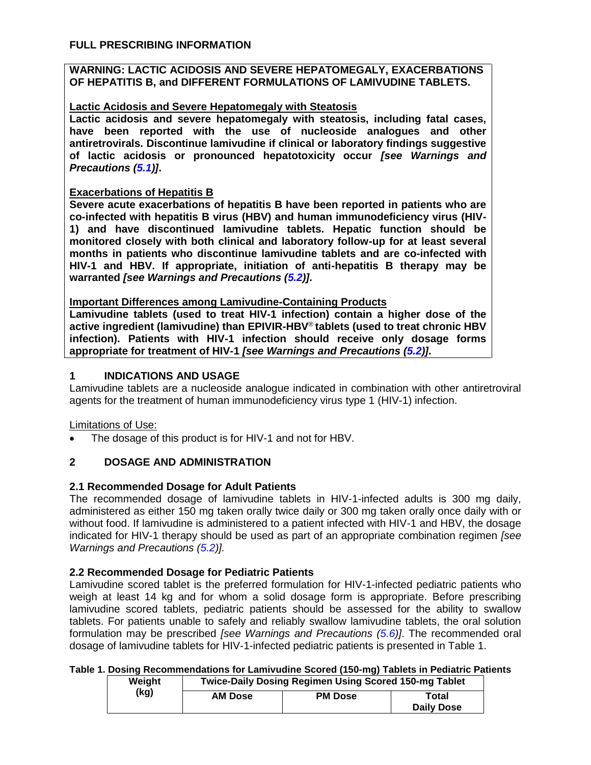# FULL PRESCRIBING INFORMATION

**WARNING: LACTIC ACIDOSIS AND SEVERE HEPATOMEGALY, EXACERBATIONS OF HEPATITIS B, and DIFFERENT FORMULATIONS OF LAMIVUDINE TABLETS.**

**Lactic Acidosis and Severe Hepatomegaly with Steatosis**

**Lactic acidosis and severe hepatomegaly with steatosis, including fatal cases, have been reported with the use of nucleoside analogues and other antiretrovirals. Discontinue lamivudine if clinical or laboratory findings suggestive of lactic acidosis or pronounced hepatotoxicity occur *[see Warnings and Precautions (5.1)]*.**

**Exacerbations of Hepatitis B**

**Severe acute exacerbations of hepatitis B have been reported in patients who are co-infected with hepatitis B virus (HBV) and human immunodeficiency virus (HIV-1) and have discontinued lamivudine tablets. Hepatic function should be monitored closely with both clinical and laboratory follow-up for at least several months in patients who discontinue lamivudine tablets and are co-infected with HIV-1 and HBV. If appropriate, initiation of anti-hepatitis B therapy may be warranted *[see Warnings and Precautions (5.2)].***

**Important Differences among Lamivudine-Containing Products**

**Lamivudine tablets (used to treat HIV-1 infection) contain a higher dose of the active ingredient (lamivudine) than EPIVIR-HBV® tablets (used to treat chronic HBV infection). Patients with HIV-1 infection should receive only dosage forms appropriate for treatment of HIV-1 *[see Warnings and Precautions (5.2)].***

## 1 INDICATIONS AND USAGE

Lamivudine tablets are a nucleoside analogue indicated in combination with other antiretroviral agents for the treatment of human immunodeficiency virus type 1 (HIV-1) infection.

Limitations of Use:

- The dosage of this product is for HIV-1 and not for HBV.

## 2 DOSAGE AND ADMINISTRATION

### 2.1 Recommended Dosage for Adult Patients

The recommended dosage of lamivudine tablets in HIV-1-infected adults is 300 mg daily, administered as either 150 mg taken orally twice daily or 300 mg taken orally once daily with or without food. If lamivudine is administered to a patient infected with HIV-1 and HBV, the dosage indicated for HIV-1 therapy should be used as part of an appropriate combination regimen *[see Warnings and Precautions (5.2)].*

### 2.2 Recommended Dosage for Pediatric Patients

Lamivudine scored tablet is the preferred formulation for HIV-1-infected pediatric patients who weigh at least 14 kg and for whom a solid dosage form is appropriate. Before prescribing lamivudine scored tablets, pediatric patients should be assessed for the ability to swallow tablets. For patients unable to safely and reliably swallow lamivudine tablets, the oral solution formulation may be prescribed *[see Warnings and Precautions (5.6)]*. The recommended oral dosage of lamivudine tablets for HIV-1-infected pediatric patients is presented in Table 1.

**Table 1. Dosing Recommendations for Lamivudine Scored (150-mg) Tablets in Pediatric Patients**

| Weight (kg) | Twice-Daily Dosing Regimen Using Scored 150-mg Tablet | | |
|---|---|---|---|
| | AM Dose | PM Dose | Total Daily Dose |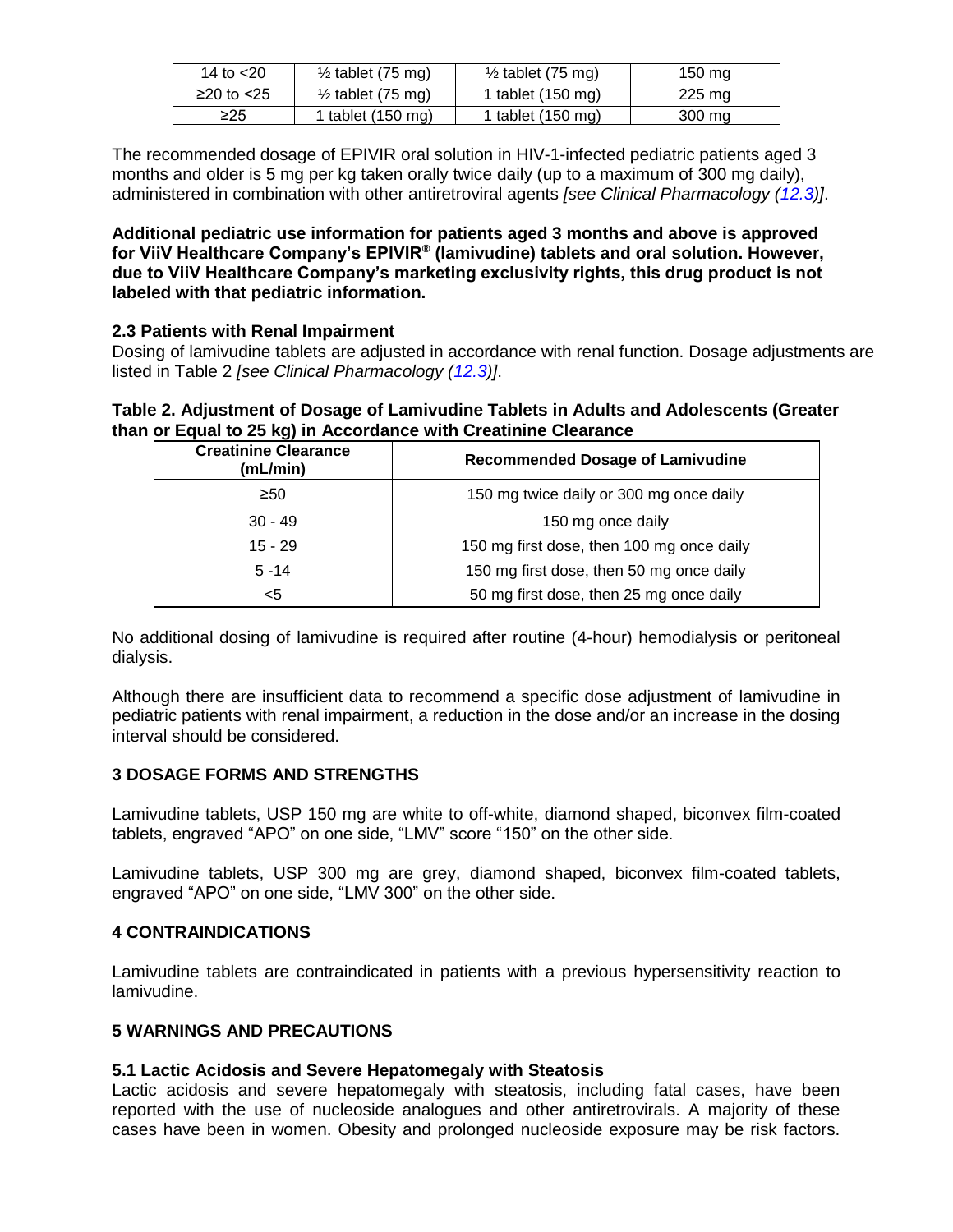| 14 to <20 | ½ tablet (75 mg) | ½ tablet (75 mg) | 150 mg |
|---|---|---|---|
| ≥20 to <25 | ½ tablet (75 mg) | 1 tablet (150 mg) | 225 mg |
| ≥25 | 1 tablet (150 mg) | 1 tablet (150 mg) | 300 mg |

The recommended dosage of EPIVIR oral solution in HIV-1-infected pediatric patients aged 3 months and older is 5 mg per kg taken orally twice daily (up to a maximum of 300 mg daily), administered in combination with other antiretroviral agents *[see Clinical Pharmacology (12.3)]*.

**Additional pediatric use information for patients aged 3 months and above is approved for ViiV Healthcare Company's EPIVIR® (lamivudine) tablets and oral solution. However, due to ViiV Healthcare Company's marketing exclusivity rights, this drug product is not labeled with that pediatric information.**

### 2.3 Patients with Renal Impairment

Dosing of lamivudine tablets are adjusted in accordance with renal function. Dosage adjustments are listed in Table 2 *[see Clinical Pharmacology (12.3)]*.

**Table 2. Adjustment of Dosage of Lamivudine Tablets in Adults and Adolescents (Greater than or Equal to 25 kg) in Accordance with Creatinine Clearance**

| Creatinine Clearance (mL/min) | Recommended Dosage of Lamivudine |
|---|---|
| ≥50 | 150 mg twice daily or 300 mg once daily |
| 30 - 49 | 150 mg once daily |
| 15 - 29 | 150 mg first dose, then 100 mg once daily |
| 5 -14 | 150 mg first dose, then 50 mg once daily |
| <5 | 50 mg first dose, then 25 mg once daily |

No additional dosing of lamivudine is required after routine (4-hour) hemodialysis or peritoneal dialysis.

Although there are insufficient data to recommend a specific dose adjustment of lamivudine in pediatric patients with renal impairment, a reduction in the dose and/or an increase in the dosing interval should be considered.

## 3 DOSAGE FORMS AND STRENGTHS

Lamivudine tablets, USP 150 mg are white to off-white, diamond shaped, biconvex film-coated tablets, engraved "APO" on one side, "LMV" score "150" on the other side.

Lamivudine tablets, USP 300 mg are grey, diamond shaped, biconvex film-coated tablets, engraved "APO" on one side, "LMV 300" on the other side.

## 4 CONTRAINDICATIONS

Lamivudine tablets are contraindicated in patients with a previous hypersensitivity reaction to lamivudine.

## 5 WARNINGS AND PRECAUTIONS

### 5.1 Lactic Acidosis and Severe Hepatomegaly with Steatosis

Lactic acidosis and severe hepatomegaly with steatosis, including fatal cases, have been reported with the use of nucleoside analogues and other antiretrovirals. A majority of these cases have been in women. Obesity and prolonged nucleoside exposure may be risk factors.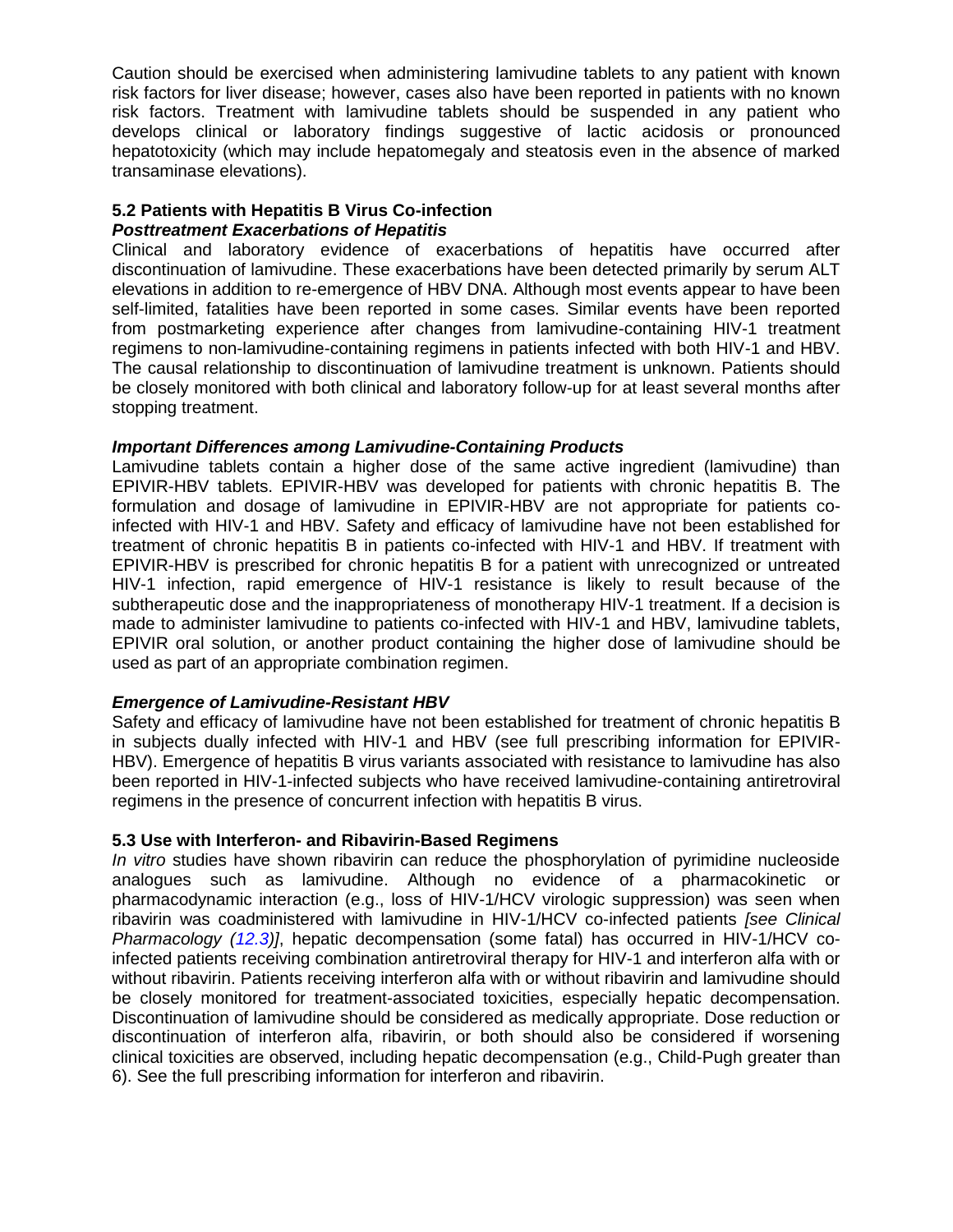Caution should be exercised when administering lamivudine tablets to any patient with known risk factors for liver disease; however, cases also have been reported in patients with no known risk factors. Treatment with lamivudine tablets should be suspended in any patient who develops clinical or laboratory findings suggestive of lactic acidosis or pronounced hepatotoxicity (which may include hepatomegaly and steatosis even in the absence of marked transaminase elevations).

### 5.2 Patients with Hepatitis B Virus Co-infection

***Posttreatment Exacerbations of Hepatitis***

Clinical and laboratory evidence of exacerbations of hepatitis have occurred after discontinuation of lamivudine. These exacerbations have been detected primarily by serum ALT elevations in addition to re-emergence of HBV DNA. Although most events appear to have been self-limited, fatalities have been reported in some cases. Similar events have been reported from postmarketing experience after changes from lamivudine-containing HIV-1 treatment regimens to non-lamivudine-containing regimens in patients infected with both HIV-1 and HBV. The causal relationship to discontinuation of lamivudine treatment is unknown. Patients should be closely monitored with both clinical and laboratory follow-up for at least several months after stopping treatment.

***Important Differences among Lamivudine-Containing Products***

Lamivudine tablets contain a higher dose of the same active ingredient (lamivudine) than EPIVIR-HBV tablets. EPIVIR-HBV was developed for patients with chronic hepatitis B. The formulation and dosage of lamivudine in EPIVIR-HBV are not appropriate for patients co-infected with HIV-1 and HBV. Safety and efficacy of lamivudine have not been established for treatment of chronic hepatitis B in patients co-infected with HIV-1 and HBV. If treatment with EPIVIR-HBV is prescribed for chronic hepatitis B for a patient with unrecognized or untreated HIV-1 infection, rapid emergence of HIV-1 resistance is likely to result because of the subtherapeutic dose and the inappropriateness of monotherapy HIV-1 treatment. If a decision is made to administer lamivudine to patients co-infected with HIV-1 and HBV, lamivudine tablets, EPIVIR oral solution, or another product containing the higher dose of lamivudine should be used as part of an appropriate combination regimen.

***Emergence of Lamivudine-Resistant HBV***

Safety and efficacy of lamivudine have not been established for treatment of chronic hepatitis B in subjects dually infected with HIV-1 and HBV (see full prescribing information for EPIVIR-HBV). Emergence of hepatitis B virus variants associated with resistance to lamivudine has also been reported in HIV-1-infected subjects who have received lamivudine-containing antiretroviral regimens in the presence of concurrent infection with hepatitis B virus.

### 5.3 Use with Interferon- and Ribavirin-Based Regimens

*In vitro* studies have shown ribavirin can reduce the phosphorylation of pyrimidine nucleoside analogues such as lamivudine. Although no evidence of a pharmacokinetic or pharmacodynamic interaction (e.g., loss of HIV-1/HCV virologic suppression) was seen when ribavirin was coadministered with lamivudine in HIV-1/HCV co-infected patients *[see Clinical Pharmacology (12.3)]*, hepatic decompensation (some fatal) has occurred in HIV-1/HCV co-infected patients receiving combination antiretroviral therapy for HIV-1 and interferon alfa with or without ribavirin. Patients receiving interferon alfa with or without ribavirin and lamivudine should be closely monitored for treatment-associated toxicities, especially hepatic decompensation. Discontinuation of lamivudine should be considered as medically appropriate. Dose reduction or discontinuation of interferon alfa, ribavirin, or both should also be considered if worsening clinical toxicities are observed, including hepatic decompensation (e.g., Child-Pugh greater than 6). See the full prescribing information for interferon and ribavirin.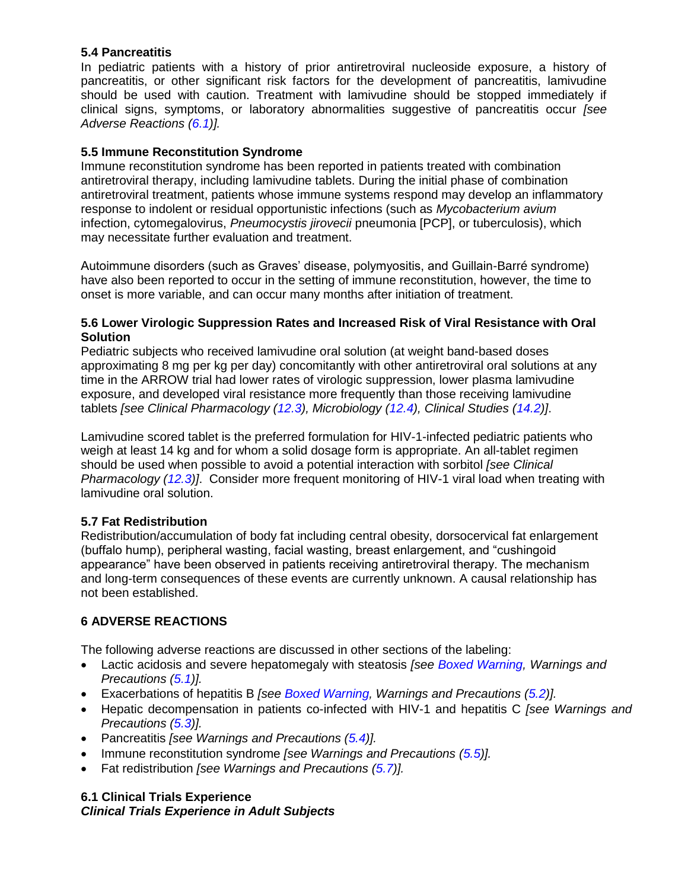### 5.4 Pancreatitis

In pediatric patients with a history of prior antiretroviral nucleoside exposure, a history of pancreatitis, or other significant risk factors for the development of pancreatitis, lamivudine should be used with caution. Treatment with lamivudine should be stopped immediately if clinical signs, symptoms, or laboratory abnormalities suggestive of pancreatitis occur *[see Adverse Reactions (6.1)].*

### 5.5 Immune Reconstitution Syndrome

Immune reconstitution syndrome has been reported in patients treated with combination antiretroviral therapy, including lamivudine tablets. During the initial phase of combination antiretroviral treatment, patients whose immune systems respond may develop an inflammatory response to indolent or residual opportunistic infections (such as *Mycobacterium avium* infection, cytomegalovirus, *Pneumocystis jirovecii* pneumonia [PCP], or tuberculosis), which may necessitate further evaluation and treatment.

Autoimmune disorders (such as Graves' disease, polymyositis, and Guillain-Barré syndrome) have also been reported to occur in the setting of immune reconstitution, however, the time to onset is more variable, and can occur many months after initiation of treatment.

### 5.6 Lower Virologic Suppression Rates and Increased Risk of Viral Resistance with Oral Solution

Pediatric subjects who received lamivudine oral solution (at weight band-based doses approximating 8 mg per kg per day) concomitantly with other antiretroviral oral solutions at any time in the ARROW trial had lower rates of virologic suppression, lower plasma lamivudine exposure, and developed viral resistance more frequently than those receiving lamivudine tablets *[see Clinical Pharmacology (12.3), Microbiology (12.4), Clinical Studies (14.2)]*.

Lamivudine scored tablet is the preferred formulation for HIV-1-infected pediatric patients who weigh at least 14 kg and for whom a solid dosage form is appropriate. An all-tablet regimen should be used when possible to avoid a potential interaction with sorbitol *[see Clinical Pharmacology (12.3)]*. Consider more frequent monitoring of HIV-1 viral load when treating with lamivudine oral solution.

### 5.7 Fat Redistribution

Redistribution/accumulation of body fat including central obesity, dorsocervical fat enlargement (buffalo hump), peripheral wasting, facial wasting, breast enlargement, and "cushingoid appearance" have been observed in patients receiving antiretroviral therapy. The mechanism and long-term consequences of these events are currently unknown. A causal relationship has not been established.

## 6 ADVERSE REACTIONS

The following adverse reactions are discussed in other sections of the labeling:

- Lactic acidosis and severe hepatomegaly with steatosis *[see Boxed Warning, Warnings and Precautions (5.1)].*
- Exacerbations of hepatitis B *[see Boxed Warning, Warnings and Precautions (5.2)].*
- Hepatic decompensation in patients co-infected with HIV-1 and hepatitis C *[see Warnings and Precautions (5.3)].*
- Pancreatitis *[see Warnings and Precautions (5.4)].*
- Immune reconstitution syndrome *[see Warnings and Precautions (5.5)].*
- Fat redistribution *[see Warnings and Precautions (5.7)].*

### 6.1 Clinical Trials Experience

***Clinical Trials Experience in Adult Subjects***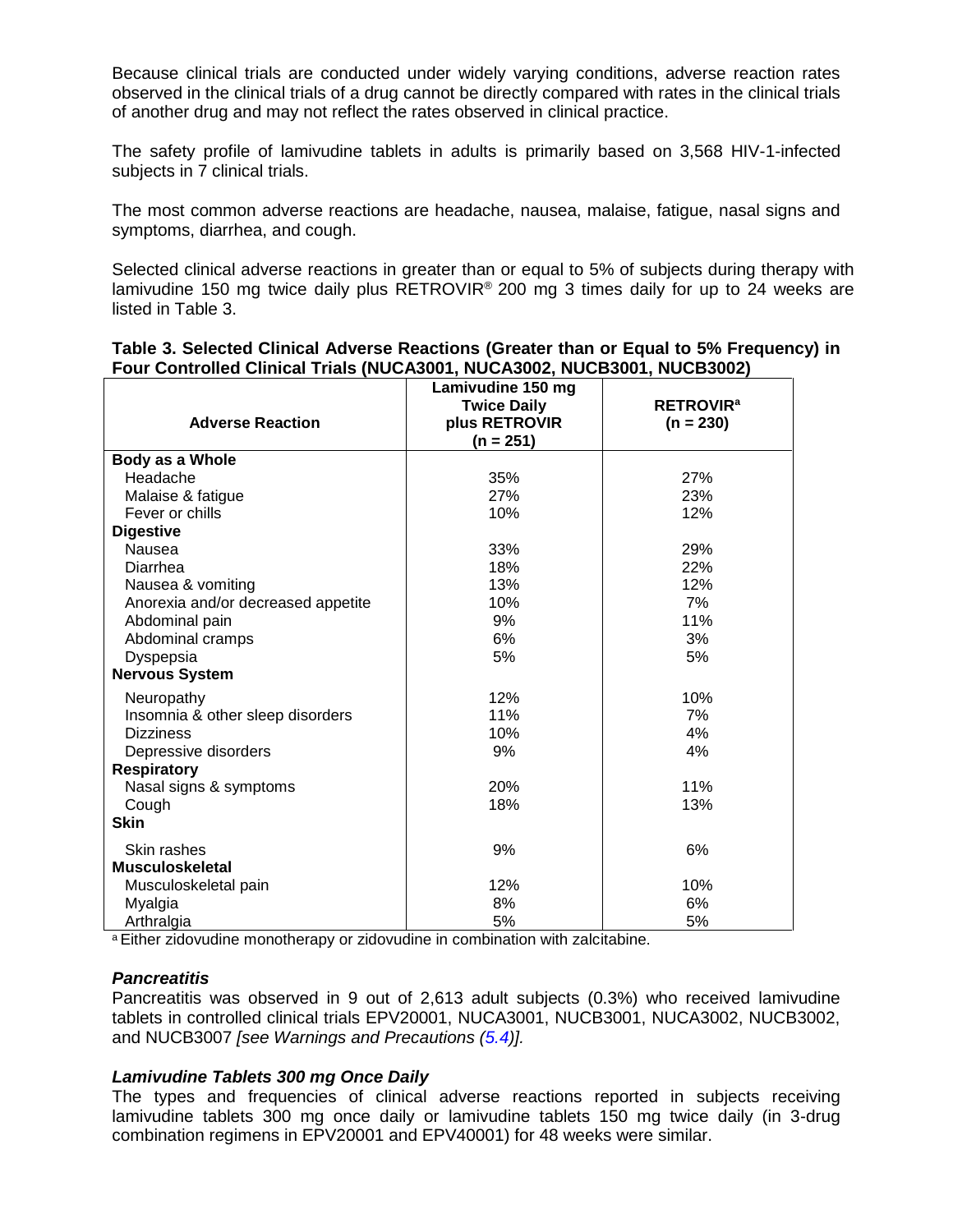Because clinical trials are conducted under widely varying conditions, adverse reaction rates observed in the clinical trials of a drug cannot be directly compared with rates in the clinical trials of another drug and may not reflect the rates observed in clinical practice.

The safety profile of lamivudine tablets in adults is primarily based on 3,568 HIV-1-infected subjects in 7 clinical trials.

The most common adverse reactions are headache, nausea, malaise, fatigue, nasal signs and symptoms, diarrhea, and cough.

Selected clinical adverse reactions in greater than or equal to 5% of subjects during therapy with lamivudine 150 mg twice daily plus RETROVIR® 200 mg 3 times daily for up to 24 weeks are listed in Table 3.

**Table 3. Selected Clinical Adverse Reactions (Greater than or Equal to 5% Frequency) in Four Controlled Clinical Trials (NUCA3001, NUCA3002, NUCB3001, NUCB3002)**

| Adverse Reaction | Lamivudine 150 mg Twice Daily plus RETROVIR (n = 251) | RETROVIR[a] (n = 230) |
|---|---|---|
| **Body as a Whole** | | |
| Headache | 35% | 27% |
| Malaise & fatigue | 27% | 23% |
| Fever or chills | 10% | 12% |
| **Digestive** | | |
| Nausea | 33% | 29% |
| Diarrhea | 18% | 22% |
| Nausea & vomiting | 13% | 12% |
| Anorexia and/or decreased appetite | 10% | 7% |
| Abdominal pain | 9% | 11% |
| Abdominal cramps | 6% | 3% |
| Dyspepsia | 5% | 5% |
| **Nervous System** | | |
| Neuropathy | 12% | 10% |
| Insomnia & other sleep disorders | 11% | 7% |
| Dizziness | 10% | 4% |
| Depressive disorders | 9% | 4% |
| **Respiratory** | | |
| Nasal signs & symptoms | 20% | 11% |
| Cough | 18% | 13% |
| **Skin** | | |
| Skin rashes | 9% | 6% |
| **Musculoskeletal** | | |
| Musculoskeletal pain | 12% | 10% |
| Myalgia | 8% | 6% |
| Arthralgia | 5% | 5% |

[a] Either zidovudine monotherapy or zidovudine in combination with zalcitabine.

***Pancreatitis***

Pancreatitis was observed in 9 out of 2,613 adult subjects (0.3%) who received lamivudine tablets in controlled clinical trials EPV20001, NUCA3001, NUCB3001, NUCA3002, NUCB3002, and NUCB3007 *[see Warnings and Precautions (5.4)]*.

***Lamivudine Tablets 300 mg Once Daily***

The types and frequencies of clinical adverse reactions reported in subjects receiving lamivudine tablets 300 mg once daily or lamivudine tablets 150 mg twice daily (in 3-drug combination regimens in EPV20001 and EPV40001) for 48 weeks were similar.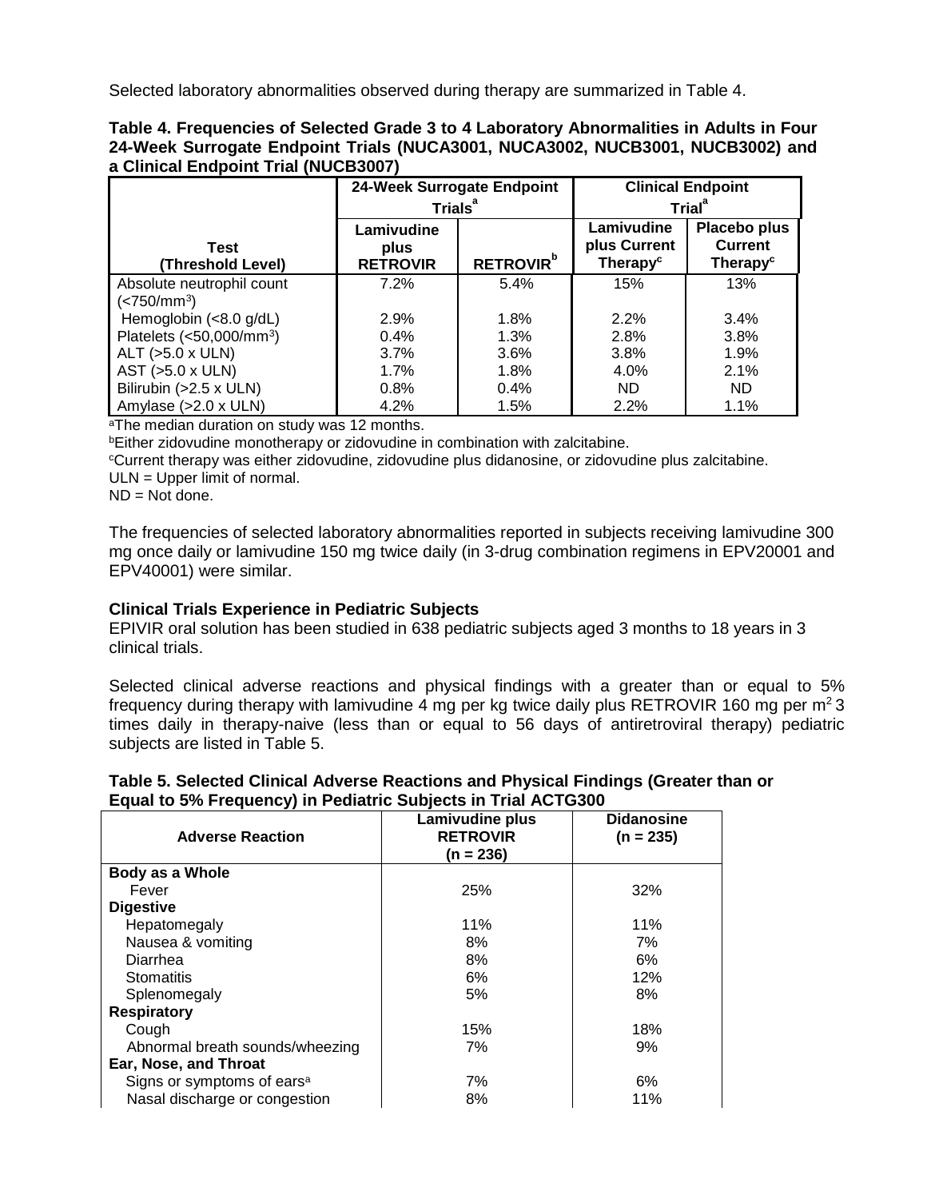Selected laboratory abnormalities observed during therapy are summarized in Table 4.

**Table 4. Frequencies of Selected Grade 3 to 4 Laboratory Abnormalities in Adults in Four 24-Week Surrogate Endpoint Trials (NUCA3001, NUCA3002, NUCB3001, NUCB3002) and a Clinical Endpoint Trial (NUCB3007)**

| | 24-Week Surrogate Endpoint Trials[a] | | Clinical Endpoint Trial[a] | |
|---|---|---|---|---|
| **Test (Threshold Level)** | **Lamivudine plus RETROVIR** | **RETROVIR[b]** | **Lamivudine plus Current Therapy[c]** | **Placebo plus Current Therapy[c]** |
| Absolute neutrophil count ($<750/mm^3$) | 7.2% | 5.4% | 15% | 13% |
| Hemoglobin (<8.0 g/dL) | 2.9% | 1.8% | 2.2% | 3.4% |
| Platelets ($<50,000/mm^3$) | 0.4% | 1.3% | 2.8% | 3.8% |
| ALT (>5.0 x ULN) | 3.7% | 3.6% | 3.8% | 1.9% |
| AST (>5.0 x ULN) | 1.7% | 1.8% | 4.0% | 2.1% |
| Bilirubin (>2.5 x ULN) | 0.8% | 0.4% | ND | ND |
| Amylase (>2.0 x ULN) | 4.2% | 1.5% | 2.2% | 1.1% |

[a]The median duration on study was 12 months.
[b]Either zidovudine monotherapy or zidovudine in combination with zalcitabine.
[c]Current therapy was either zidovudine, zidovudine plus didanosine, or zidovudine plus zalcitabine.
ULN = Upper limit of normal.
ND = Not done.

The frequencies of selected laboratory abnormalities reported in subjects receiving lamivudine 300 mg once daily or lamivudine 150 mg twice daily (in 3-drug combination regimens in EPV20001 and EPV40001) were similar.

**Clinical Trials Experience in Pediatric Subjects**
EPIVIR oral solution has been studied in 638 pediatric subjects aged 3 months to 18 years in 3 clinical trials.

Selected clinical adverse reactions and physical findings with a greater than or equal to 5% frequency during therapy with lamivudine 4 mg per kg twice daily plus RETROVIR 160 mg per $m^2$ 3 times daily in therapy-naive (less than or equal to 56 days of antiretroviral therapy) pediatric subjects are listed in Table 5.

**Table 5. Selected Clinical Adverse Reactions and Physical Findings (Greater than or Equal to 5% Frequency) in Pediatric Subjects in Trial ACTG300**

| Adverse Reaction | Lamivudine plus RETROVIR (n = 236) | Didanosine (n = 235) |
|---|---|---|
| **Body as a Whole** | | |
| Fever | 25% | 32% |
| **Digestive** | | |
| Hepatomegaly | 11% | 11% |
| Nausea & vomiting | 8% | 7% |
| Diarrhea | 8% | 6% |
| Stomatitis | 6% | 12% |
| Splenomegaly | 5% | 8% |
| **Respiratory** | | |
| Cough | 15% | 18% |
| Abnormal breath sounds/wheezing | 7% | 9% |
| **Ear, Nose, and Throat** | | |
| Signs or symptoms of ears[a] | 7% | 6% |
| Nasal discharge or congestion | 8% | 11% |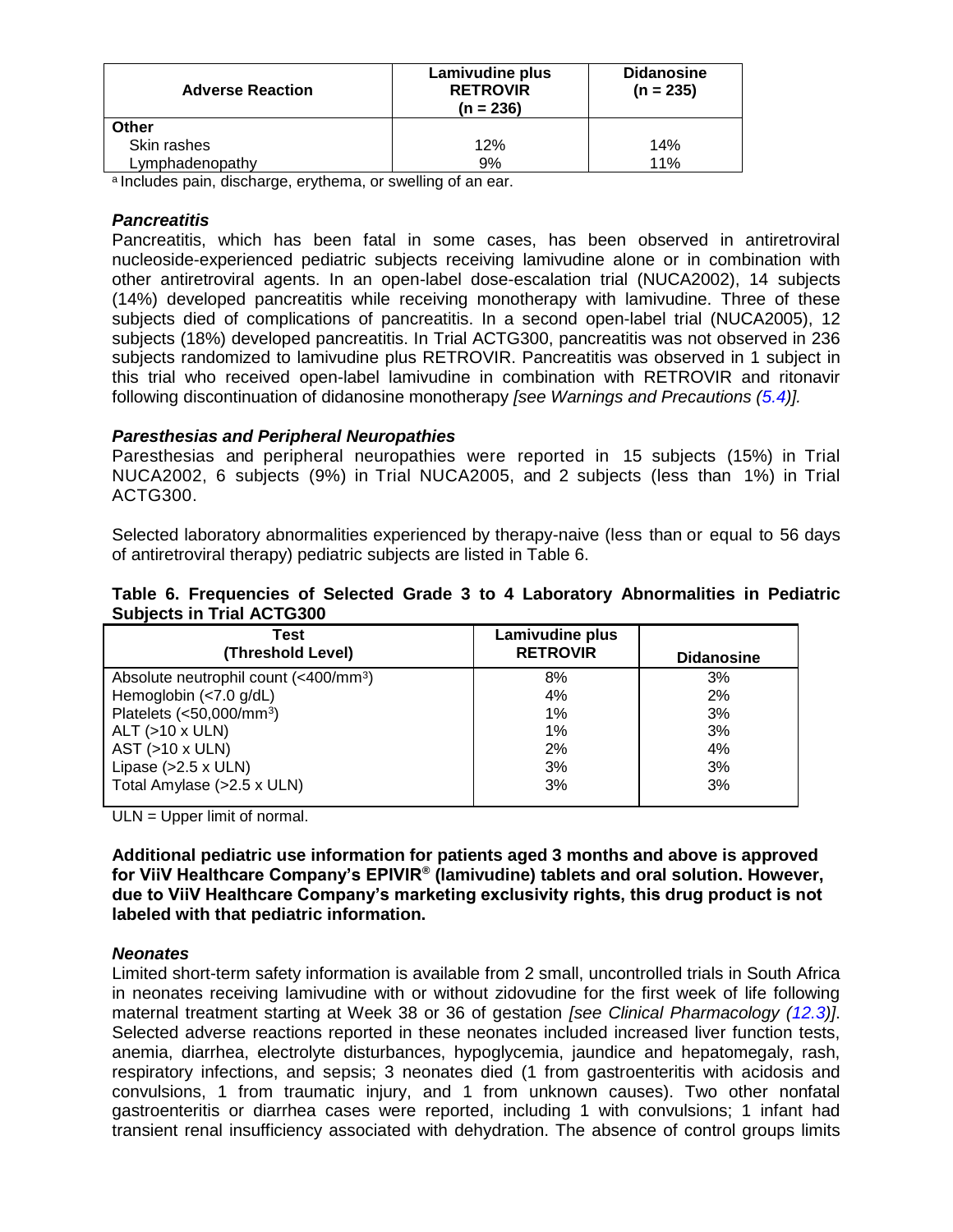| Adverse Reaction | Lamivudine plus RETROVIR (n = 236) | Didanosine (n = 235) |
|---|---|---|
| **Other** | | |
| Skin rashes | 12% | 14% |
| Lymphadenopathy | 9% | 11% |

[a] Includes pain, discharge, erythema, or swelling of an ear.

### *Pancreatitis*

Pancreatitis, which has been fatal in some cases, has been observed in antiretroviral nucleoside-experienced pediatric subjects receiving lamivudine alone or in combination with other antiretroviral agents. In an open-label dose-escalation trial (NUCA2002), 14 subjects (14%) developed pancreatitis while receiving monotherapy with lamivudine. Three of these subjects died of complications of pancreatitis. In a second open-label trial (NUCA2005), 12 subjects (18%) developed pancreatitis. In Trial ACTG300, pancreatitis was not observed in 236 subjects randomized to lamivudine plus RETROVIR. Pancreatitis was observed in 1 subject in this trial who received open-label lamivudine in combination with RETROVIR and ritonavir following discontinuation of didanosine monotherapy *[see Warnings and Precautions (5.4)].*

### *Paresthesias and Peripheral Neuropathies*

Paresthesias and peripheral neuropathies were reported in 15 subjects (15%) in Trial NUCA2002, 6 subjects (9%) in Trial NUCA2005, and 2 subjects (less than 1%) in Trial ACTG300.

Selected laboratory abnormalities experienced by therapy-naive (less than or equal to 56 days of antiretroviral therapy) pediatric subjects are listed in Table 6.

**Table 6. Frequencies of Selected Grade 3 to 4 Laboratory Abnormalities in Pediatric Subjects in Trial ACTG300**

| Test (Threshold Level) | Lamivudine plus RETROVIR | Didanosine |
|---|---|---|
| Absolute neutrophil count (<400/mm$^3$) | 8% | 3% |
| Hemoglobin (<7.0 g/dL) | 4% | 2% |
| Platelets (<50,000/mm$^3$) | 1% | 3% |
| ALT (>10 x ULN) | 1% | 3% |
| AST (>10 x ULN) | 2% | 4% |
| Lipase (>2.5 x ULN) | 3% | 3% |
| Total Amylase (>2.5 x ULN) | 3% | 3% |

ULN = Upper limit of normal.

**Additional pediatric use information for patients aged 3 months and above is approved for ViiV Healthcare Company's EPIVIR® (lamivudine) tablets and oral solution. However, due to ViiV Healthcare Company's marketing exclusivity rights, this drug product is not labeled with that pediatric information.**

### *Neonates*

Limited short-term safety information is available from 2 small, uncontrolled trials in South Africa in neonates receiving lamivudine with or without zidovudine for the first week of life following maternal treatment starting at Week 38 or 36 of gestation *[see Clinical Pharmacology (12.3)]*. Selected adverse reactions reported in these neonates included increased liver function tests, anemia, diarrhea, electrolyte disturbances, hypoglycemia, jaundice and hepatomegaly, rash, respiratory infections, and sepsis; 3 neonates died (1 from gastroenteritis with acidosis and convulsions, 1 from traumatic injury, and 1 from unknown causes). Two other nonfatal gastroenteritis or diarrhea cases were reported, including 1 with convulsions; 1 infant had transient renal insufficiency associated with dehydration. The absence of control groups limits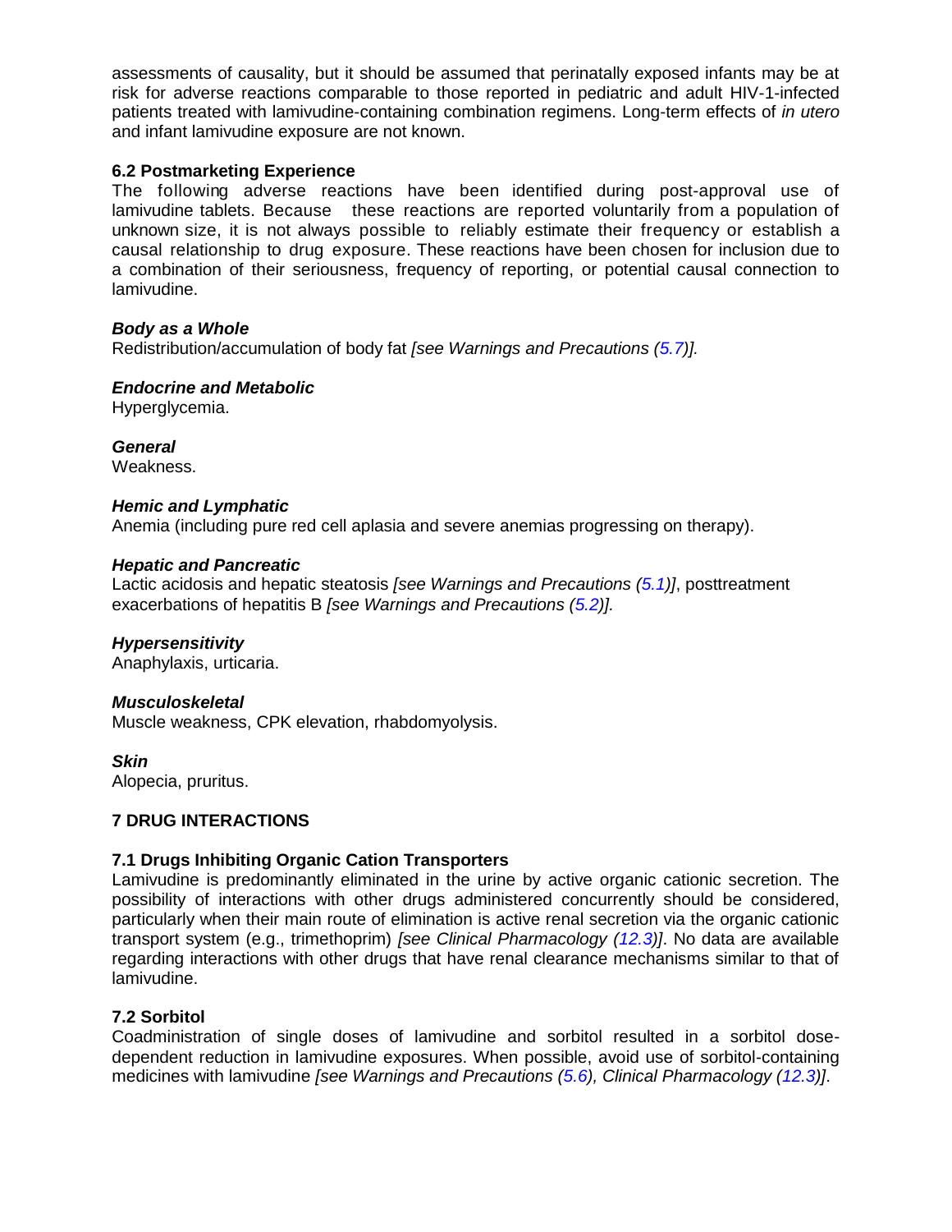assessments of causality, but it should be assumed that perinatally exposed infants may be at risk for adverse reactions comparable to those reported in pediatric and adult HIV-1-infected patients treated with lamivudine-containing combination regimens. Long-term effects of *in utero* and infant lamivudine exposure are not known.

### 6.2 Postmarketing Experience

The following adverse reactions have been identified during post-approval use of lamivudine tablets. Because these reactions are reported voluntarily from a population of unknown size, it is not always possible to reliably estimate their frequency or establish a causal relationship to drug exposure. These reactions have been chosen for inclusion due to a combination of their seriousness, frequency of reporting, or potential causal connection to lamivudine.

***Body as a Whole***

Redistribution/accumulation of body fat *[see Warnings and Precautions (5.7)].*

***Endocrine and Metabolic***

Hyperglycemia.

***General***

Weakness.

***Hemic and Lymphatic***

Anemia (including pure red cell aplasia and severe anemias progressing on therapy).

***Hepatic and Pancreatic***

Lactic acidosis and hepatic steatosis *[see Warnings and Precautions (5.1)]*, posttreatment exacerbations of hepatitis B *[see Warnings and Precautions (5.2)].*

***Hypersensitivity***

Anaphylaxis, urticaria.

***Musculoskeletal***

Muscle weakness, CPK elevation, rhabdomyolysis.

***Skin***

Alopecia, pruritus.

## 7 DRUG INTERACTIONS

### 7.1 Drugs Inhibiting Organic Cation Transporters

Lamivudine is predominantly eliminated in the urine by active organic cationic secretion. The possibility of interactions with other drugs administered concurrently should be considered, particularly when their main route of elimination is active renal secretion via the organic cationic transport system (e.g., trimethoprim) *[see Clinical Pharmacology (12.3)]*. No data are available regarding interactions with other drugs that have renal clearance mechanisms similar to that of lamivudine.

### 7.2 Sorbitol

Coadministration of single doses of lamivudine and sorbitol resulted in a sorbitol dose-dependent reduction in lamivudine exposures. When possible, avoid use of sorbitol-containing medicines with lamivudine *[see Warnings and Precautions (5.6), Clinical Pharmacology (12.3)]*.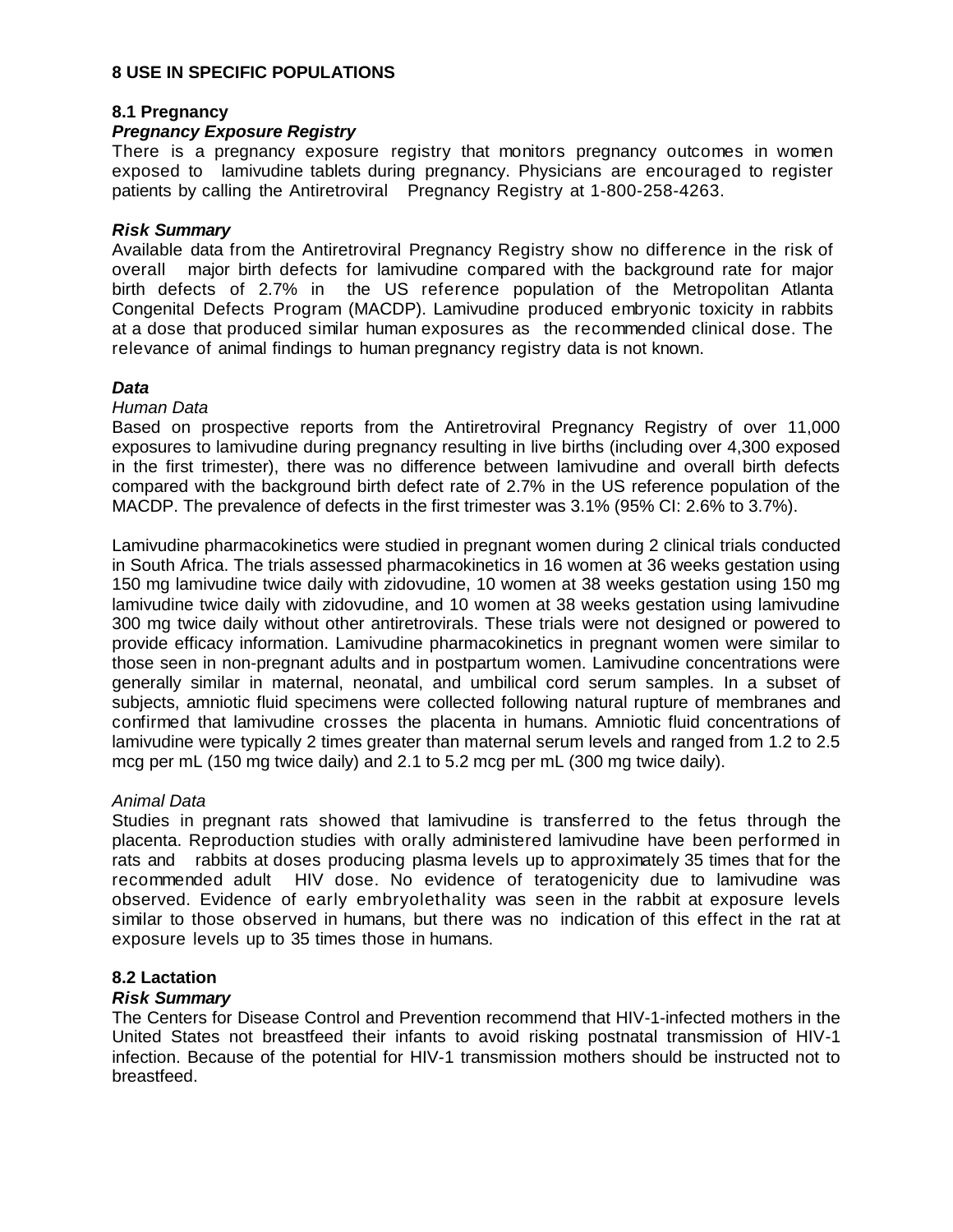# 8 USE IN SPECIFIC POPULATIONS

## 8.1 Pregnancy

***Pregnancy Exposure Registry***

There is a pregnancy exposure registry that monitors pregnancy outcomes in women exposed to lamivudine tablets during pregnancy. Physicians are encouraged to register patients by calling the Antiretroviral Pregnancy Registry at 1-800-258-4263.

***Risk Summary***

Available data from the Antiretroviral Pregnancy Registry show no difference in the risk of overall major birth defects for lamivudine compared with the background rate for major birth defects of 2.7% in the US reference population of the Metropolitan Atlanta Congenital Defects Program (MACDP). Lamivudine produced embryonic toxicity in rabbits at a dose that produced similar human exposures as the recommended clinical dose. The relevance of animal findings to human pregnancy registry data is not known.

***Data***

*Human Data*

Based on prospective reports from the Antiretroviral Pregnancy Registry of over 11,000 exposures to lamivudine during pregnancy resulting in live births (including over 4,300 exposed in the first trimester), there was no difference between lamivudine and overall birth defects compared with the background birth defect rate of 2.7% in the US reference population of the MACDP. The prevalence of defects in the first trimester was 3.1% (95% CI: 2.6% to 3.7%).

Lamivudine pharmacokinetics were studied in pregnant women during 2 clinical trials conducted in South Africa. The trials assessed pharmacokinetics in 16 women at 36 weeks gestation using 150 mg lamivudine twice daily with zidovudine, 10 women at 38 weeks gestation using 150 mg lamivudine twice daily with zidovudine, and 10 women at 38 weeks gestation using lamivudine 300 mg twice daily without other antiretrovirals. These trials were not designed or powered to provide efficacy information. Lamivudine pharmacokinetics in pregnant women were similar to those seen in non-pregnant adults and in postpartum women. Lamivudine concentrations were generally similar in maternal, neonatal, and umbilical cord serum samples. In a subset of subjects, amniotic fluid specimens were collected following natural rupture of membranes and confirmed that lamivudine crosses the placenta in humans. Amniotic fluid concentrations of lamivudine were typically 2 times greater than maternal serum levels and ranged from 1.2 to 2.5 mcg per mL (150 mg twice daily) and 2.1 to 5.2 mcg per mL (300 mg twice daily).

*Animal Data*

Studies in pregnant rats showed that lamivudine is transferred to the fetus through the placenta. Reproduction studies with orally administered lamivudine have been performed in rats and rabbits at doses producing plasma levels up to approximately 35 times that for the recommended adult HIV dose. No evidence of teratogenicity due to lamivudine was observed. Evidence of early embryolethality was seen in the rabbit at exposure levels similar to those observed in humans, but there was no indication of this effect in the rat at exposure levels up to 35 times those in humans.

## 8.2 Lactation

***Risk Summary***

The Centers for Disease Control and Prevention recommend that HIV-1-infected mothers in the United States not breastfeed their infants to avoid risking postnatal transmission of HIV-1 infection. Because of the potential for HIV-1 transmission mothers should be instructed not to breastfeed.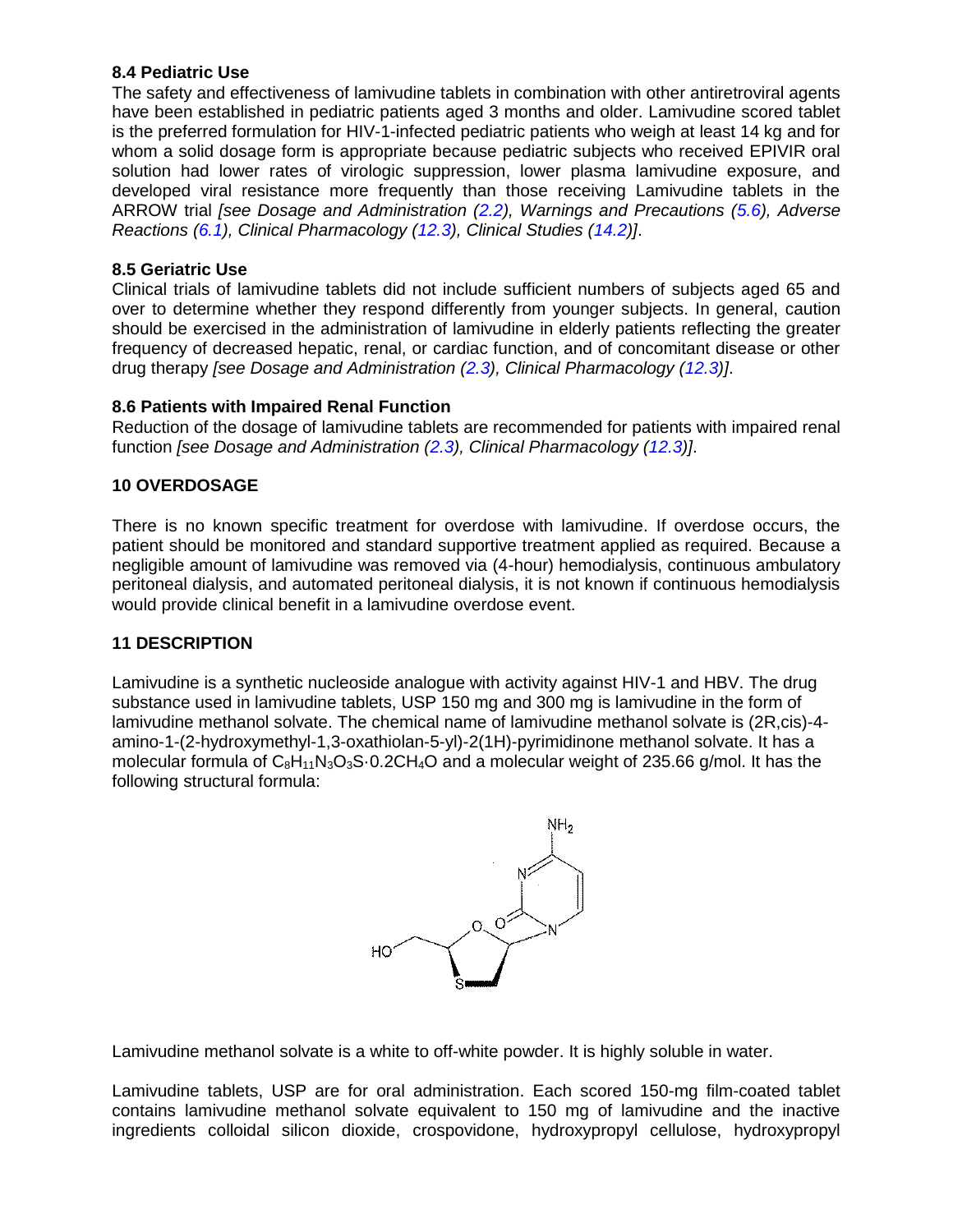### 8.4 Pediatric Use

The safety and effectiveness of lamivudine tablets in combination with other antiretroviral agents have been established in pediatric patients aged 3 months and older. Lamivudine scored tablet is the preferred formulation for HIV-1-infected pediatric patients who weigh at least 14 kg and for whom a solid dosage form is appropriate because pediatric subjects who received EPIVIR oral solution had lower rates of virologic suppression, lower plasma lamivudine exposure, and developed viral resistance more frequently than those receiving Lamivudine tablets in the ARROW trial *[see Dosage and Administration (2.2), Warnings and Precautions (5.6), Adverse Reactions (6.1), Clinical Pharmacology (12.3), Clinical Studies (14.2)]*.

### 8.5 Geriatric Use

Clinical trials of lamivudine tablets did not include sufficient numbers of subjects aged 65 and over to determine whether they respond differently from younger subjects. In general, caution should be exercised in the administration of lamivudine in elderly patients reflecting the greater frequency of decreased hepatic, renal, or cardiac function, and of concomitant disease or other drug therapy *[see Dosage and Administration (2.3), Clinical Pharmacology (12.3)]*.

### 8.6 Patients with Impaired Renal Function

Reduction of the dosage of lamivudine tablets are recommended for patients with impaired renal function *[see Dosage and Administration (2.3), Clinical Pharmacology (12.3)]*.

## 10 OVERDOSAGE

There is no known specific treatment for overdose with lamivudine. If overdose occurs, the patient should be monitored and standard supportive treatment applied as required. Because a negligible amount of lamivudine was removed via (4-hour) hemodialysis, continuous ambulatory peritoneal dialysis, and automated peritoneal dialysis, it is not known if continuous hemodialysis would provide clinical benefit in a lamivudine overdose event.

## 11 DESCRIPTION

Lamivudine is a synthetic nucleoside analogue with activity against HIV-1 and HBV. The drug substance used in lamivudine tablets, USP 150 mg and 300 mg is lamivudine in the form of lamivudine methanol solvate. The chemical name of lamivudine methanol solvate is (2R,cis)-4-amino-1-(2-hydroxymethyl-1,3-oxathiolan-5-yl)-2(1H)-pyrimidinone methanol solvate. It has a molecular formula of $C_8H_{11}N_3O_3S \cdot 0.2CH_4O$ and a molecular weight of 235.66 g/mol. It has the following structural formula:

Lamivudine methanol solvate is a white to off-white powder. It is highly soluble in water.

Lamivudine tablets, USP are for oral administration. Each scored 150-mg film-coated tablet contains lamivudine methanol solvate equivalent to 150 mg of lamivudine and the inactive ingredients colloidal silicon dioxide, crospovidone, hydroxypropyl cellulose, hydroxypropyl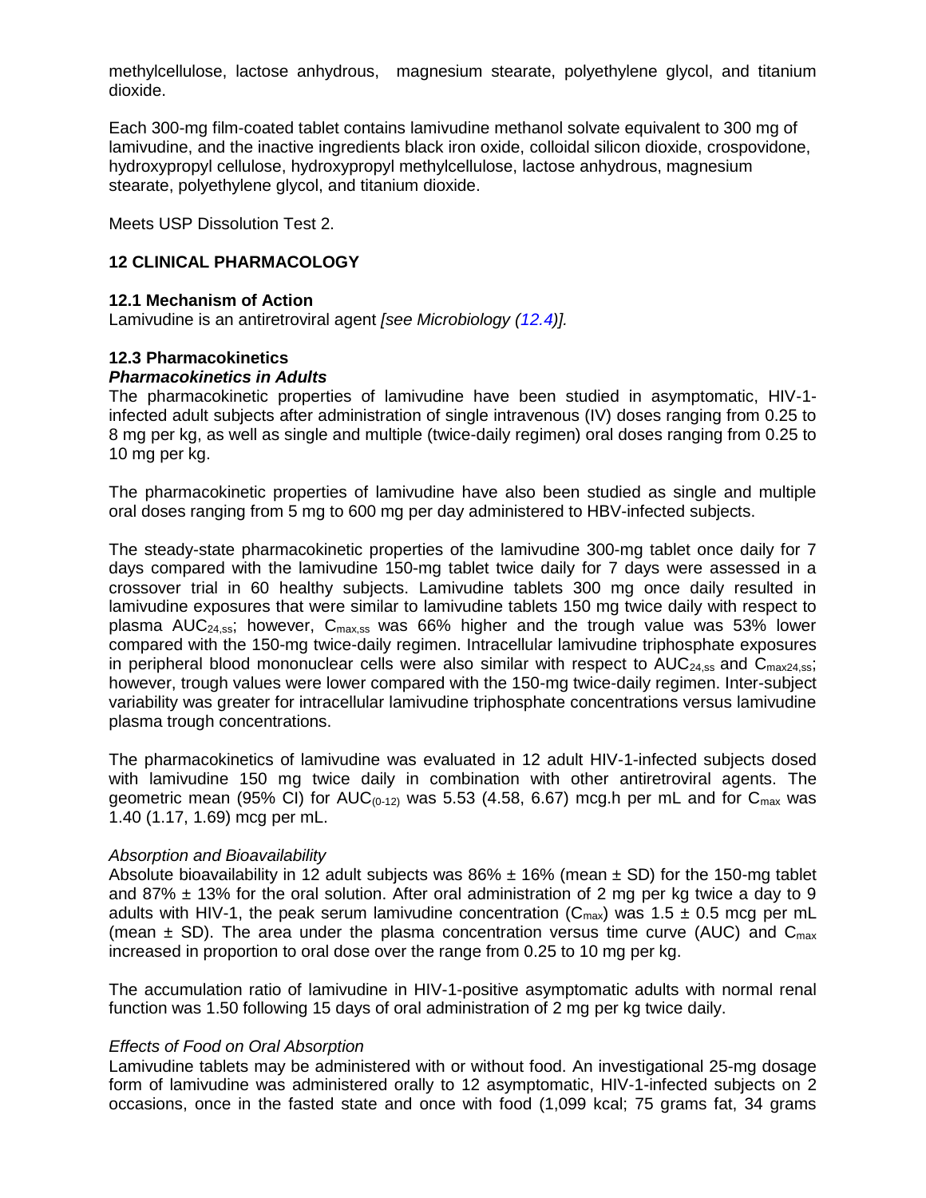methylcellulose, lactose anhydrous, magnesium stearate, polyethylene glycol, and titanium dioxide.

Each 300-mg film-coated tablet contains lamivudine methanol solvate equivalent to 300 mg of lamivudine, and the inactive ingredients black iron oxide, colloidal silicon dioxide, crospovidone, hydroxypropyl cellulose, hydroxypropyl methylcellulose, lactose anhydrous, magnesium stearate, polyethylene glycol, and titanium dioxide.

Meets USP Dissolution Test 2.

## 12 CLINICAL PHARMACOLOGY

### 12.1 Mechanism of Action

Lamivudine is an antiretroviral agent *[see Microbiology (12.4)].*

### 12.3 Pharmacokinetics

***Pharmacokinetics in Adults***

The pharmacokinetic properties of lamivudine have been studied in asymptomatic, HIV-1-infected adult subjects after administration of single intravenous (IV) doses ranging from 0.25 to 8 mg per kg, as well as single and multiple (twice-daily regimen) oral doses ranging from 0.25 to 10 mg per kg.

The pharmacokinetic properties of lamivudine have also been studied as single and multiple oral doses ranging from 5 mg to 600 mg per day administered to HBV-infected subjects.

The steady-state pharmacokinetic properties of the lamivudine 300-mg tablet once daily for 7 days compared with the lamivudine 150-mg tablet twice daily for 7 days were assessed in a crossover trial in 60 healthy subjects. Lamivudine tablets 300 mg once daily resulted in lamivudine exposures that were similar to lamivudine tablets 150 mg twice daily with respect to plasma $AUC_{24,ss}$; however, $C_{max,ss}$ was 66% higher and the trough value was 53% lower compared with the 150-mg twice-daily regimen. Intracellular lamivudine triphosphate exposures in peripheral blood mononuclear cells were also similar with respect to $AUC_{24,ss}$ and $C_{max24,ss}$; however, trough values were lower compared with the 150-mg twice-daily regimen. Inter-subject variability was greater for intracellular lamivudine triphosphate concentrations versus lamivudine plasma trough concentrations.

The pharmacokinetics of lamivudine was evaluated in 12 adult HIV-1-infected subjects dosed with lamivudine 150 mg twice daily in combination with other antiretroviral agents. The geometric mean (95% CI) for $AUC_{(0-12)}$ was 5.53 (4.58, 6.67) mcg.h per mL and for $C_{max}$ was 1.40 (1.17, 1.69) mcg per mL.

*Absorption and Bioavailability*

Absolute bioavailability in 12 adult subjects was 86% ± 16% (mean ± SD) for the 150-mg tablet and 87% ± 13% for the oral solution. After oral administration of 2 mg per kg twice a day to 9 adults with HIV-1, the peak serum lamivudine concentration ($C_{max}$) was 1.5 ± 0.5 mcg per mL (mean ± SD). The area under the plasma concentration versus time curve (AUC) and $C_{max}$ increased in proportion to oral dose over the range from 0.25 to 10 mg per kg.

The accumulation ratio of lamivudine in HIV-1-positive asymptomatic adults with normal renal function was 1.50 following 15 days of oral administration of 2 mg per kg twice daily.

*Effects of Food on Oral Absorption*

Lamivudine tablets may be administered with or without food. An investigational 25-mg dosage form of lamivudine was administered orally to 12 asymptomatic, HIV-1-infected subjects on 2 occasions, once in the fasted state and once with food (1,099 kcal; 75 grams fat, 34 grams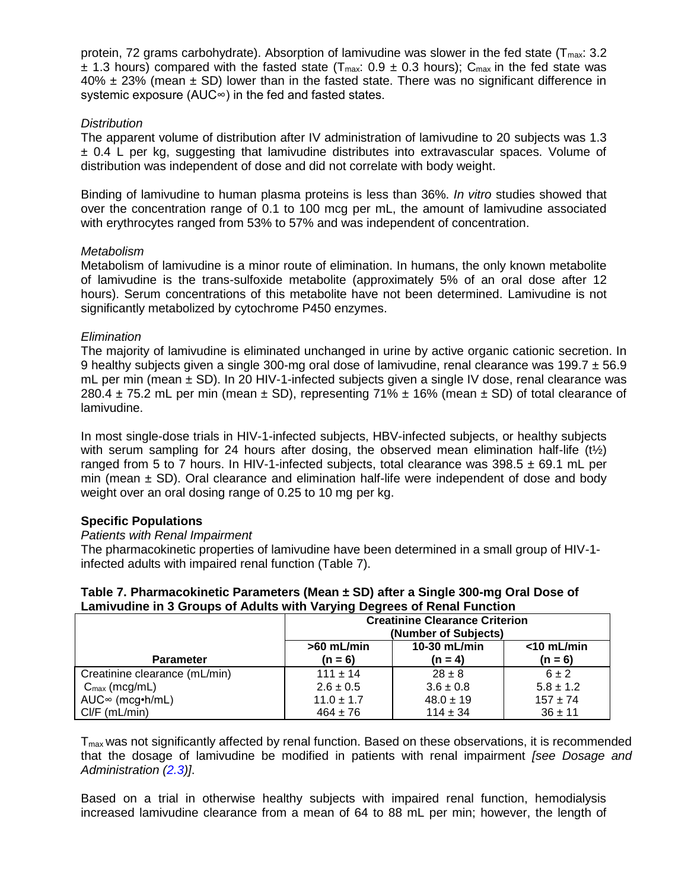protein, 72 grams carbohydrate). Absorption of lamivudine was slower in the fed state ($T_{max}$: 3.2 ± 1.3 hours) compared with the fasted state ($T_{max}$: 0.9 ± 0.3 hours); $C_{max}$ in the fed state was 40% ± 23% (mean ± SD) lower than in the fasted state. There was no significant difference in systemic exposure ($AUC_{\infty}$) in the fed and fasted states.

*Distribution*

The apparent volume of distribution after IV administration of lamivudine to 20 subjects was 1.3 ± 0.4 L per kg, suggesting that lamivudine distributes into extravascular spaces. Volume of distribution was independent of dose and did not correlate with body weight.

Binding of lamivudine to human plasma proteins is less than 36%. *In vitro* studies showed that over the concentration range of 0.1 to 100 mcg per mL, the amount of lamivudine associated with erythrocytes ranged from 53% to 57% and was independent of concentration.

*Metabolism*

Metabolism of lamivudine is a minor route of elimination. In humans, the only known metabolite of lamivudine is the trans-sulfoxide metabolite (approximately 5% of an oral dose after 12 hours). Serum concentrations of this metabolite have not been determined. Lamivudine is not significantly metabolized by cytochrome P450 enzymes.

*Elimination*

The majority of lamivudine is eliminated unchanged in urine by active organic cationic secretion. In 9 healthy subjects given a single 300-mg oral dose of lamivudine, renal clearance was 199.7 ± 56.9 mL per min (mean ± SD). In 20 HIV-1-infected subjects given a single IV dose, renal clearance was 280.4 ± 75.2 mL per min (mean ± SD), representing 71% ± 16% (mean ± SD) of total clearance of lamivudine.

In most single-dose trials in HIV-1-infected subjects, HBV-infected subjects, or healthy subjects with serum sampling for 24 hours after dosing, the observed mean elimination half-life ($t_{½}$) ranged from 5 to 7 hours. In HIV-1-infected subjects, total clearance was 398.5 ± 69.1 mL per min (mean ± SD). Oral clearance and elimination half-life were independent of dose and body weight over an oral dosing range of 0.25 to 10 mg per kg.

**Specific Populations**

*Patients with Renal Impairment*

The pharmacokinetic properties of lamivudine have been determined in a small group of HIV-1-infected adults with impaired renal function (Table 7).

**Table 7. Pharmacokinetic Parameters (Mean ± SD) after a Single 300-mg Oral Dose of Lamivudine in 3 Groups of Adults with Varying Degrees of Renal Function**

| | Creatinine Clearance Criterion (Number of Subjects) | | |
|---|---|---|---|
| **Parameter** | **>60 mL/min (n = 6)** | **10-30 mL/min (n = 4)** | **<10 mL/min (n = 6)** |
| Creatinine clearance (mL/min) | 111 ± 14 | 28 ± 8 | 6 ± 2 |
| $C_{max}$ (mcg/mL) | 2.6 ± 0.5 | 3.6 ± 0.8 | 5.8 ± 1.2 |
| $AUC_{\infty}$ (mcg•h/mL) | 11.0 ± 1.7 | 48.0 ± 19 | 157 ± 74 |
| Cl/F (mL/min) | 464 ± 76 | 114 ± 34 | 36 ± 11 |

$T_{max}$ was not significantly affected by renal function. Based on these observations, it is recommended that the dosage of lamivudine be modified in patients with renal impairment *[see Dosage and Administration (2.3)]*.

Based on a trial in otherwise healthy subjects with impaired renal function, hemodialysis increased lamivudine clearance from a mean of 64 to 88 mL per min; however, the length of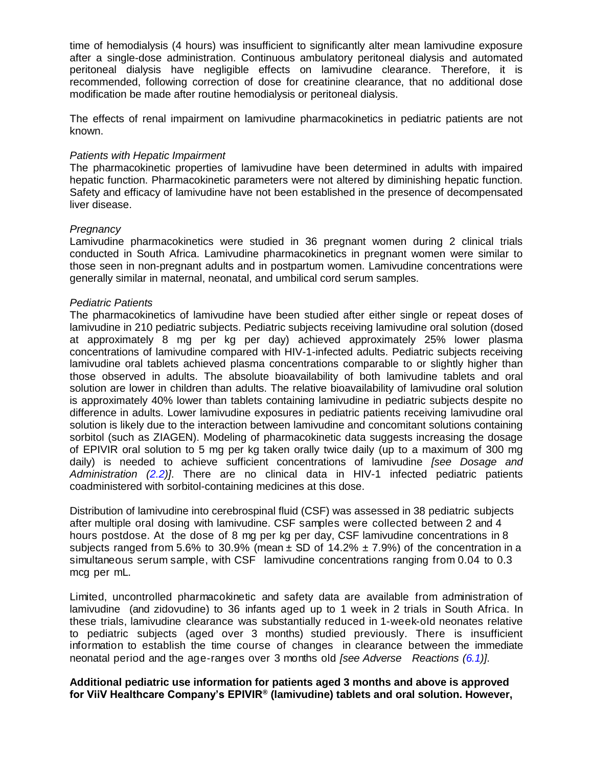time of hemodialysis (4 hours) was insufficient to significantly alter mean lamivudine exposure after a single-dose administration. Continuous ambulatory peritoneal dialysis and automated peritoneal dialysis have negligible effects on lamivudine clearance. Therefore, it is recommended, following correction of dose for creatinine clearance, that no additional dose modification be made after routine hemodialysis or peritoneal dialysis.

The effects of renal impairment on lamivudine pharmacokinetics in pediatric patients are not known.

*Patients with Hepatic Impairment*

The pharmacokinetic properties of lamivudine have been determined in adults with impaired hepatic function. Pharmacokinetic parameters were not altered by diminishing hepatic function. Safety and efficacy of lamivudine have not been established in the presence of decompensated liver disease.

*Pregnancy*

Lamivudine pharmacokinetics were studied in 36 pregnant women during 2 clinical trials conducted in South Africa. Lamivudine pharmacokinetics in pregnant women were similar to those seen in non-pregnant adults and in postpartum women. Lamivudine concentrations were generally similar in maternal, neonatal, and umbilical cord serum samples.

*Pediatric Patients*

The pharmacokinetics of lamivudine have been studied after either single or repeat doses of lamivudine in 210 pediatric subjects. Pediatric subjects receiving lamivudine oral solution (dosed at approximately 8 mg per kg per day) achieved approximately 25% lower plasma concentrations of lamivudine compared with HIV-1-infected adults. Pediatric subjects receiving lamivudine oral tablets achieved plasma concentrations comparable to or slightly higher than those observed in adults. The absolute bioavailability of both lamivudine tablets and oral solution are lower in children than adults. The relative bioavailability of lamivudine oral solution is approximately 40% lower than tablets containing lamivudine in pediatric subjects despite no difference in adults. Lower lamivudine exposures in pediatric patients receiving lamivudine oral solution is likely due to the interaction between lamivudine and concomitant solutions containing sorbitol (such as ZIAGEN). Modeling of pharmacokinetic data suggests increasing the dosage of EPIVIR oral solution to 5 mg per kg taken orally twice daily (up to a maximum of 300 mg daily) is needed to achieve sufficient concentrations of lamivudine *[see Dosage and Administration (2.2)]*. There are no clinical data in HIV-1 infected pediatric patients coadministered with sorbitol-containing medicines at this dose.

Distribution of lamivudine into cerebrospinal fluid (CSF) was assessed in 38 pediatric subjects after multiple oral dosing with lamivudine. CSF samples were collected between 2 and 4 hours postdose. At the dose of 8 mg per kg per day, CSF lamivudine concentrations in 8 subjects ranged from 5.6% to 30.9% (mean ± SD of 14.2% ± 7.9%) of the concentration in a simultaneous serum sample, with CSF lamivudine concentrations ranging from 0.04 to 0.3 mcg per mL.

Limited, uncontrolled pharmacokinetic and safety data are available from administration of lamivudine (and zidovudine) to 36 infants aged up to 1 week in 2 trials in South Africa. In these trials, lamivudine clearance was substantially reduced in 1-week-old neonates relative to pediatric subjects (aged over 3 months) studied previously. There is insufficient information to establish the time course of changes in clearance between the immediate neonatal period and the age-ranges over 3 months old *[see Adverse Reactions (6.1)]*.

**Additional pediatric use information for patients aged 3 months and above is approved for ViiV Healthcare Company's EPIVIR® (lamivudine) tablets and oral solution. However,**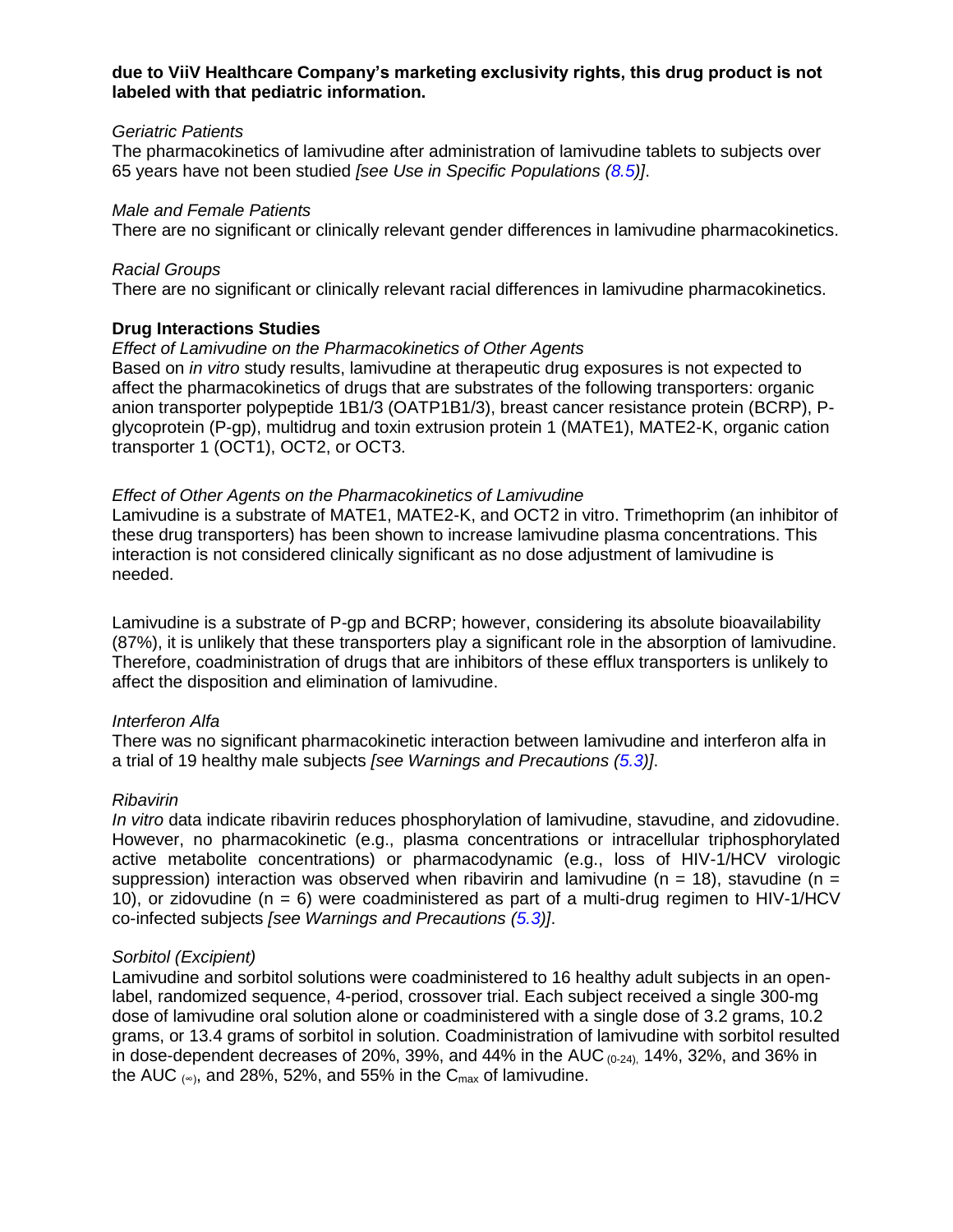**due to ViiV Healthcare Company's marketing exclusivity rights, this drug product is not labeled with that pediatric information.**

*Geriatric Patients*
The pharmacokinetics of lamivudine after administration of lamivudine tablets to subjects over 65 years have not been studied *[see Use in Specific Populations (8.5)]*.

*Male and Female Patients*
There are no significant or clinically relevant gender differences in lamivudine pharmacokinetics.

*Racial Groups*
There are no significant or clinically relevant racial differences in lamivudine pharmacokinetics.

**Drug Interactions Studies**

*Effect of Lamivudine on the Pharmacokinetics of Other Agents*
Based on *in vitro* study results, lamivudine at therapeutic drug exposures is not expected to affect the pharmacokinetics of drugs that are substrates of the following transporters: organic anion transporter polypeptide 1B1/3 (OATP1B1/3), breast cancer resistance protein (BCRP), P-glycoprotein (P-gp), multidrug and toxin extrusion protein 1 (MATE1), MATE2-K, organic cation transporter 1 (OCT1), OCT2, or OCT3.

*Effect of Other Agents on the Pharmacokinetics of Lamivudine*
Lamivudine is a substrate of MATE1, MATE2-K, and OCT2 in vitro. Trimethoprim (an inhibitor of these drug transporters) has been shown to increase lamivudine plasma concentrations. This interaction is not considered clinically significant as no dose adjustment of lamivudine is needed.

Lamivudine is a substrate of P-gp and BCRP; however, considering its absolute bioavailability (87%), it is unlikely that these transporters play a significant role in the absorption of lamivudine. Therefore, coadministration of drugs that are inhibitors of these efflux transporters is unlikely to affect the disposition and elimination of lamivudine.

*Interferon Alfa*
There was no significant pharmacokinetic interaction between lamivudine and interferon alfa in a trial of 19 healthy male subjects *[see Warnings and Precautions (5.3)]*.

*Ribavirin*
*In vitro* data indicate ribavirin reduces phosphorylation of lamivudine, stavudine, and zidovudine. However, no pharmacokinetic (e.g., plasma concentrations or intracellular triphosphorylated active metabolite concentrations) or pharmacodynamic (e.g., loss of HIV-1/HCV virologic suppression) interaction was observed when ribavirin and lamivudine ($n = 18$), stavudine ($n = 10$), or zidovudine ($n = 6$) were coadministered as part of a multi-drug regimen to HIV-1/HCV co-infected subjects *[see Warnings and Precautions (5.3)]*.

*Sorbitol (Excipient)*
Lamivudine and sorbitol solutions were coadministered to 16 healthy adult subjects in an open-label, randomized sequence, 4-period, crossover trial. Each subject received a single 300-mg dose of lamivudine oral solution alone or coadministered with a single dose of 3.2 grams, 10.2 grams, or 13.4 grams of sorbitol in solution. Coadministration of lamivudine with sorbitol resulted in dose-dependent decreases of 20%, 39%, and 44% in the $AUC_{(0-24)}$, 14%, 32%, and 36% in the $AUC_{(\infty)}$, and 28%, 52%, and 55% in the $C_{max}$ of lamivudine.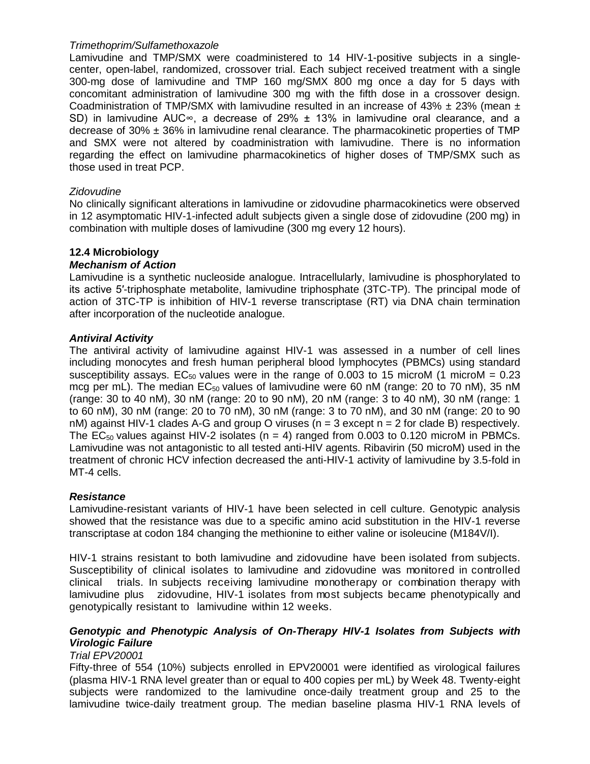*Trimethoprim/Sulfamethoxazole*

Lamivudine and TMP/SMX were coadministered to 14 HIV-1-positive subjects in a single-center, open-label, randomized, crossover trial. Each subject received treatment with a single 300-mg dose of lamivudine and TMP 160 mg/SMX 800 mg once a day for 5 days with concomitant administration of lamivudine 300 mg with the fifth dose in a crossover design. Coadministration of TMP/SMX with lamivudine resulted in an increase of 43% ± 23% (mean ± SD) in lamivudine $AUC_\infty$, a decrease of 29% ± 13% in lamivudine oral clearance, and a decrease of 30% ± 36% in lamivudine renal clearance. The pharmacokinetic properties of TMP and SMX were not altered by coadministration with lamivudine. There is no information regarding the effect on lamivudine pharmacokinetics of higher doses of TMP/SMX such as those used in treat PCP.

*Zidovudine*

No clinically significant alterations in lamivudine or zidovudine pharmacokinetics were observed in 12 asymptomatic HIV-1-infected adult subjects given a single dose of zidovudine (200 mg) in combination with multiple doses of lamivudine (300 mg every 12 hours).

### 12.4 Microbiology

***Mechanism of Action***

Lamivudine is a synthetic nucleoside analogue. Intracellularly, lamivudine is phosphorylated to its active 5′-triphosphate metabolite, lamivudine triphosphate (3TC-TP). The principal mode of action of 3TC-TP is inhibition of HIV-1 reverse transcriptase (RT) via DNA chain termination after incorporation of the nucleotide analogue.

***Antiviral Activity***

The antiviral activity of lamivudine against HIV-1 was assessed in a number of cell lines including monocytes and fresh human peripheral blood lymphocytes (PBMCs) using standard susceptibility assays. $EC_{50}$ values were in the range of 0.003 to 15 microM (1 microM = 0.23 mcg per mL). The median $EC_{50}$ values of lamivudine were 60 nM (range: 20 to 70 nM), 35 nM (range: 30 to 40 nM), 30 nM (range: 20 to 90 nM), 20 nM (range: 3 to 40 nM), 30 nM (range: 1 to 60 nM), 30 nM (range: 20 to 70 nM), 30 nM (range: 3 to 70 nM), and 30 nM (range: 20 to 90 nM) against HIV-1 clades A-G and group O viruses (n = 3 except n = 2 for clade B) respectively. The $EC_{50}$ values against HIV-2 isolates (n = 4) ranged from 0.003 to 0.120 microM in PBMCs. Lamivudine was not antagonistic to all tested anti-HIV agents. Ribavirin (50 microM) used in the treatment of chronic HCV infection decreased the anti-HIV-1 activity of lamivudine by 3.5-fold in MT-4 cells.

***Resistance***

Lamivudine-resistant variants of HIV-1 have been selected in cell culture. Genotypic analysis showed that the resistance was due to a specific amino acid substitution in the HIV-1 reverse transcriptase at codon 184 changing the methionine to either valine or isoleucine (M184V/I).

HIV-1 strains resistant to both lamivudine and zidovudine have been isolated from subjects. Susceptibility of clinical isolates to lamivudine and zidovudine was monitored in controlled clinical trials. In subjects receiving lamivudine monotherapy or combination therapy with lamivudine plus zidovudine, HIV-1 isolates from most subjects became phenotypically and genotypically resistant to lamivudine within 12 weeks.

***Genotypic and Phenotypic Analysis of On-Therapy HIV-1 Isolates from Subjects with Virologic Failure***

*Trial EPV20001*

Fifty-three of 554 (10%) subjects enrolled in EPV20001 were identified as virological failures (plasma HIV-1 RNA level greater than or equal to 400 copies per mL) by Week 48. Twenty-eight subjects were randomized to the lamivudine once-daily treatment group and 25 to the lamivudine twice-daily treatment group. The median baseline plasma HIV-1 RNA levels of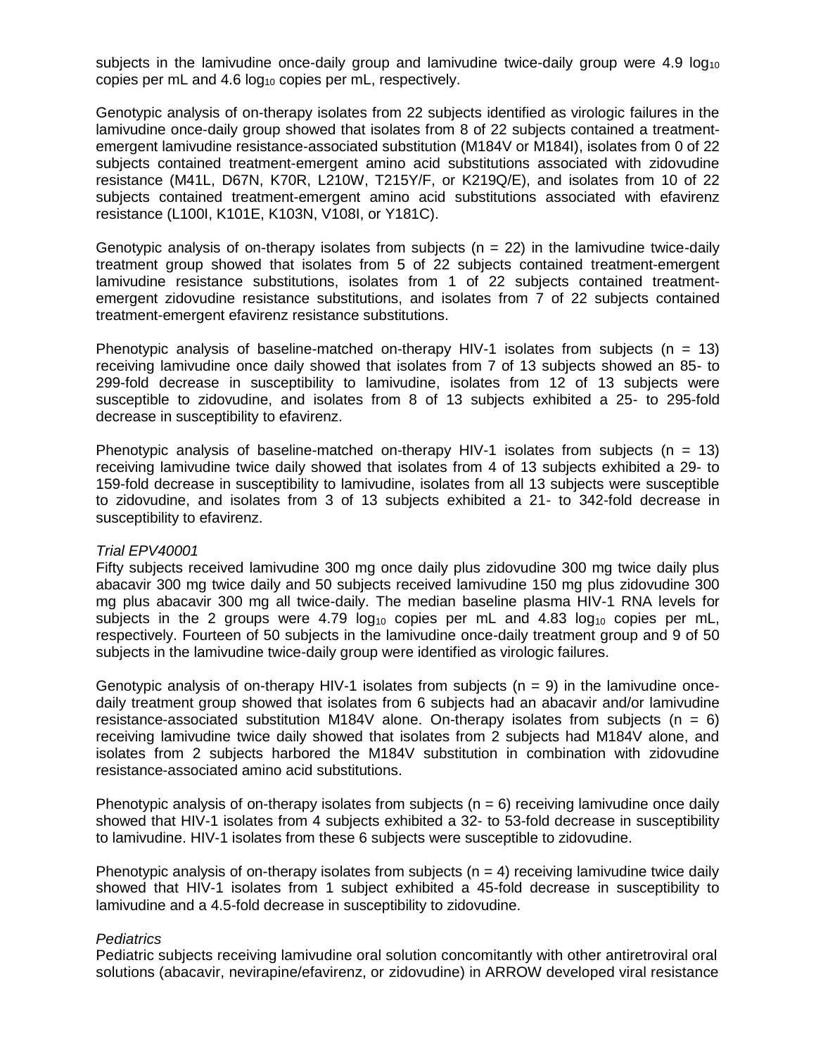subjects in the lamivudine once-daily group and lamivudine twice-daily group were 4.9 $\log_{10}$ copies per mL and 4.6 $\log_{10}$ copies per mL, respectively.

Genotypic analysis of on-therapy isolates from 22 subjects identified as virologic failures in the lamivudine once-daily group showed that isolates from 8 of 22 subjects contained a treatment-emergent lamivudine resistance-associated substitution (M184V or M184I), isolates from 0 of 22 subjects contained treatment-emergent amino acid substitutions associated with zidovudine resistance (M41L, D67N, K70R, L210W, T215Y/F, or K219Q/E), and isolates from 10 of 22 subjects contained treatment-emergent amino acid substitutions associated with efavirenz resistance (L100I, K101E, K103N, V108I, or Y181C).

Genotypic analysis of on-therapy isolates from subjects (n = 22) in the lamivudine twice-daily treatment group showed that isolates from 5 of 22 subjects contained treatment-emergent lamivudine resistance substitutions, isolates from 1 of 22 subjects contained treatment-emergent zidovudine resistance substitutions, and isolates from 7 of 22 subjects contained treatment-emergent efavirenz resistance substitutions.

Phenotypic analysis of baseline-matched on-therapy HIV-1 isolates from subjects (n = 13) receiving lamivudine once daily showed that isolates from 7 of 13 subjects showed an 85- to 299-fold decrease in susceptibility to lamivudine, isolates from 12 of 13 subjects were susceptible to zidovudine, and isolates from 8 of 13 subjects exhibited a 25- to 295-fold decrease in susceptibility to efavirenz.

Phenotypic analysis of baseline-matched on-therapy HIV-1 isolates from subjects (n = 13) receiving lamivudine twice daily showed that isolates from 4 of 13 subjects exhibited a 29- to 159-fold decrease in susceptibility to lamivudine, isolates from all 13 subjects were susceptible to zidovudine, and isolates from 3 of 13 subjects exhibited a 21- to 342-fold decrease in susceptibility to efavirenz.

*Trial EPV40001*

Fifty subjects received lamivudine 300 mg once daily plus zidovudine 300 mg twice daily plus abacavir 300 mg twice daily and 50 subjects received lamivudine 150 mg plus zidovudine 300 mg plus abacavir 300 mg all twice-daily. The median baseline plasma HIV-1 RNA levels for subjects in the 2 groups were 4.79 $\log_{10}$ copies per mL and 4.83 $\log_{10}$ copies per mL, respectively. Fourteen of 50 subjects in the lamivudine once-daily treatment group and 9 of 50 subjects in the lamivudine twice-daily group were identified as virologic failures.

Genotypic analysis of on-therapy HIV-1 isolates from subjects (n = 9) in the lamivudine once-daily treatment group showed that isolates from 6 subjects had an abacavir and/or lamivudine resistance-associated substitution M184V alone. On-therapy isolates from subjects (n = 6) receiving lamivudine twice daily showed that isolates from 2 subjects had M184V alone, and isolates from 2 subjects harbored the M184V substitution in combination with zidovudine resistance-associated amino acid substitutions.

Phenotypic analysis of on-therapy isolates from subjects (n = 6) receiving lamivudine once daily showed that HIV-1 isolates from 4 subjects exhibited a 32- to 53-fold decrease in susceptibility to lamivudine. HIV-1 isolates from these 6 subjects were susceptible to zidovudine.

Phenotypic analysis of on-therapy isolates from subjects (n = 4) receiving lamivudine twice daily showed that HIV-1 isolates from 1 subject exhibited a 45-fold decrease in susceptibility to lamivudine and a 4.5-fold decrease in susceptibility to zidovudine.

*Pediatrics*

Pediatric subjects receiving lamivudine oral solution concomitantly with other antiretroviral oral solutions (abacavir, nevirapine/efavirenz, or zidovudine) in ARROW developed viral resistance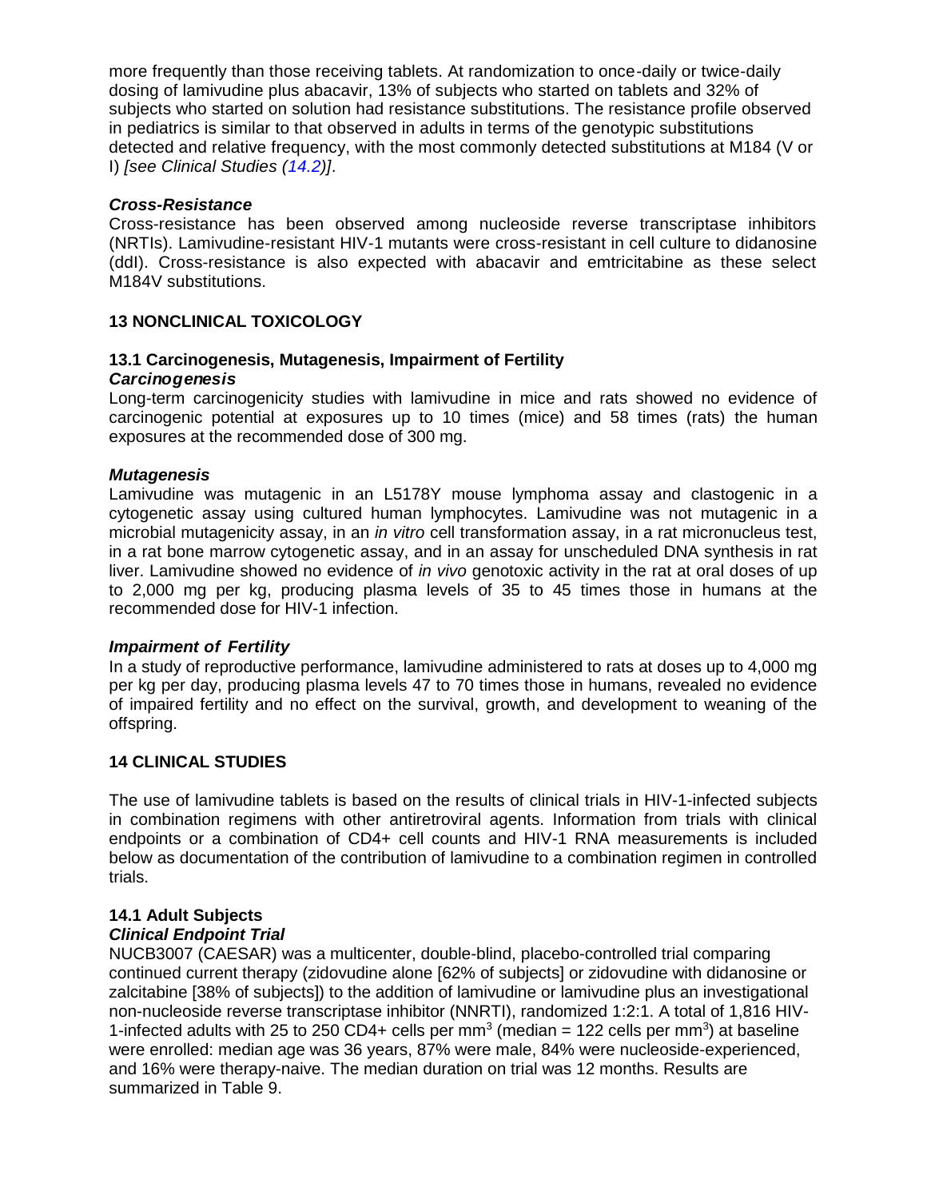more frequently than those receiving tablets. At randomization to once-daily or twice-daily dosing of lamivudine plus abacavir, 13% of subjects who started on tablets and 32% of subjects who started on solution had resistance substitutions. The resistance profile observed in pediatrics is similar to that observed in adults in terms of the genotypic substitutions detected and relative frequency, with the most commonly detected substitutions at M184 (V or I) *[see Clinical Studies (14.2)]*.

***Cross-Resistance***

Cross-resistance has been observed among nucleoside reverse transcriptase inhibitors (NRTIs). Lamivudine-resistant HIV-1 mutants were cross-resistant in cell culture to didanosine (ddI). Cross-resistance is also expected with abacavir and emtricitabine as these select M184V substitutions.

## 13 NONCLINICAL TOXICOLOGY

### 13.1 Carcinogenesis, Mutagenesis, Impairment of Fertility

***Carcinogenesis***

Long-term carcinogenicity studies with lamivudine in mice and rats showed no evidence of carcinogenic potential at exposures up to 10 times (mice) and 58 times (rats) the human exposures at the recommended dose of 300 mg.

***Mutagenesis***

Lamivudine was mutagenic in an L5178Y mouse lymphoma assay and clastogenic in a cytogenetic assay using cultured human lymphocytes. Lamivudine was not mutagenic in a microbial mutagenicity assay, in an *in vitro* cell transformation assay, in a rat micronucleus test, in a rat bone marrow cytogenetic assay, and in an assay for unscheduled DNA synthesis in rat liver. Lamivudine showed no evidence of *in vivo* genotoxic activity in the rat at oral doses of up to 2,000 mg per kg, producing plasma levels of 35 to 45 times those in humans at the recommended dose for HIV-1 infection.

***Impairment of Fertility***

In a study of reproductive performance, lamivudine administered to rats at doses up to 4,000 mg per kg per day, producing plasma levels 47 to 70 times those in humans, revealed no evidence of impaired fertility and no effect on the survival, growth, and development to weaning of the offspring.

## 14 CLINICAL STUDIES

The use of lamivudine tablets is based on the results of clinical trials in HIV-1-infected subjects in combination regimens with other antiretroviral agents. Information from trials with clinical endpoints or a combination of CD4+ cell counts and HIV-1 RNA measurements is included below as documentation of the contribution of lamivudine to a combination regimen in controlled trials.

### 14.1 Adult Subjects

***Clinical Endpoint Trial***

NUCB3007 (CAESAR) was a multicenter, double-blind, placebo-controlled trial comparing continued current therapy (zidovudine alone [62% of subjects] or zidovudine with didanosine or zalcitabine [38% of subjects]) to the addition of lamivudine or lamivudine plus an investigational non-nucleoside reverse transcriptase inhibitor (NNRTI), randomized 1:2:1. A total of 1,816 HIV-1-infected adults with 25 to 250 CD4+ cells per $mm^3$ (median = 122 cells per $mm^3$) at baseline were enrolled: median age was 36 years, 87% were male, 84% were nucleoside-experienced, and 16% were therapy-naive. The median duration on trial was 12 months. Results are summarized in Table 9.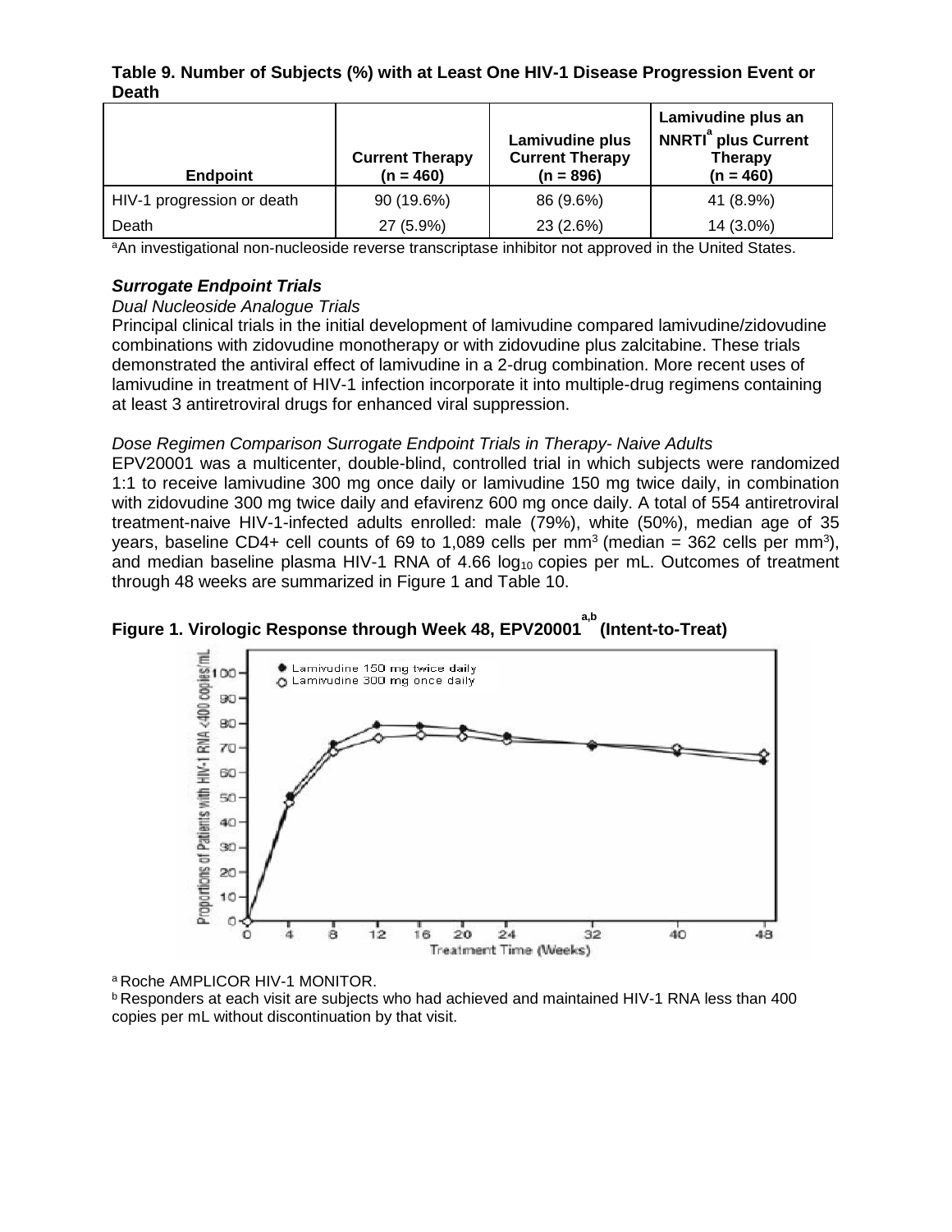**Table 9. Number of Subjects (%) with at Least One HIV-1 Disease Progression Event or Death**

| Endpoint | Current Therapy (n = 460) | Lamivudine plus Current Therapy (n = 896) | Lamivudine plus an NNRTI[a] plus Current Therapy (n = 460) |
|---|---|---|---|
| HIV-1 progression or death | 90 (19.6%) | 86 (9.6%) | 41 (8.9%) |
| Death | 27 (5.9%) | 23 (2.6%) | 14 (3.0%) |

[a]An investigational non-nucleoside reverse transcriptase inhibitor not approved in the United States.

***Surrogate Endpoint Trials***

*Dual Nucleoside Analogue Trials*

Principal clinical trials in the initial development of lamivudine compared lamivudine/zidovudine combinations with zidovudine monotherapy or with zidovudine plus zalcitabine. These trials demonstrated the antiviral effect of lamivudine in a 2-drug combination. More recent uses of lamivudine in treatment of HIV-1 infection incorporate it into multiple-drug regimens containing at least 3 antiretroviral drugs for enhanced viral suppression.

*Dose Regimen Comparison Surrogate Endpoint Trials in Therapy- Naive Adults*

EPV20001 was a multicenter, double-blind, controlled trial in which subjects were randomized 1:1 to receive lamivudine 300 mg once daily or lamivudine 150 mg twice daily, in combination with zidovudine 300 mg twice daily and efavirenz 600 mg once daily. A total of 554 antiretroviral treatment-naive HIV-1-infected adults enrolled: male (79%), white (50%), median age of 35 years, baseline CD4+ cell counts of 69 to 1,089 cells per $mm^3$ (median = 362 cells per $mm^3$), and median baseline plasma HIV-1 RNA of 4.66 $log_{10}$ copies per mL. Outcomes of treatment through 48 weeks are summarized in Figure 1 and Table 10.

**Figure 1. Virologic Response through Week 48, EPV20001[a,b] (Intent-to-Treat)**

[a] Roche AMPLICOR HIV-1 MONITOR.

[b] Responders at each visit are subjects who had achieved and maintained HIV-1 RNA less than 400 copies per mL without discontinuation by that visit.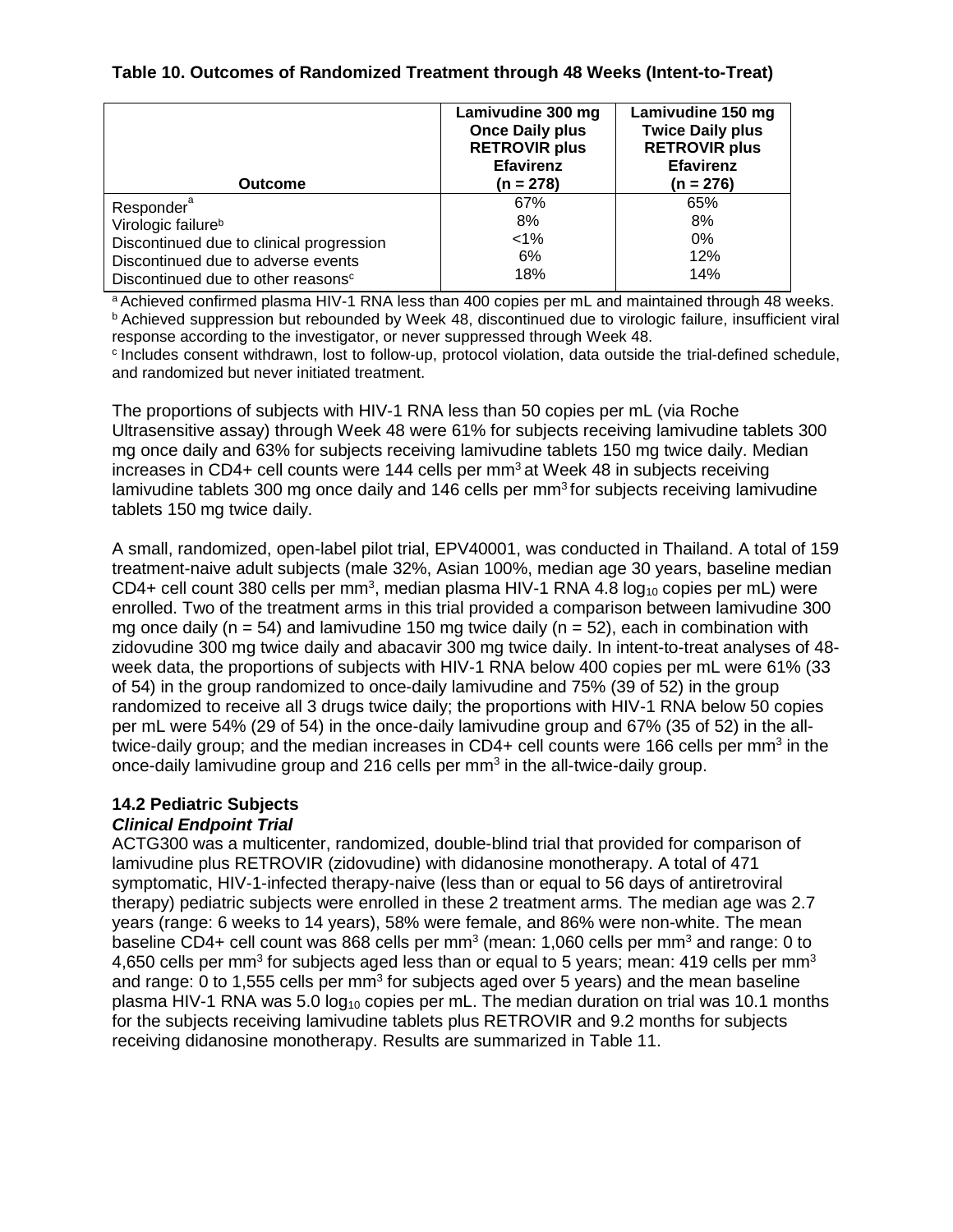**Table 10. Outcomes of Randomized Treatment through 48 Weeks (Intent-to-Treat)**

| Outcome | Lamivudine 300 mg Once Daily plus RETROVIR plus Efavirenz (n = 278) | Lamivudine 150 mg Twice Daily plus RETROVIR plus Efavirenz (n = 276) |
|---|---|---|
| Responder[a] | 67% | 65% |
| Virologic failure[b] | 8% | 8% |
| Discontinued due to clinical progression | <1% | 0% |
| Discontinued due to adverse events | 6% | 12% |
| Discontinued due to other reasons[c] | 18% | 14% |

[a] Achieved confirmed plasma HIV-1 RNA less than 400 copies per mL and maintained through 48 weeks.
[b] Achieved suppression but rebounded by Week 48, discontinued due to virologic failure, insufficient viral response according to the investigator, or never suppressed through Week 48.
[c] Includes consent withdrawn, lost to follow-up, protocol violation, data outside the trial-defined schedule, and randomized but never initiated treatment.

The proportions of subjects with HIV-1 RNA less than 50 copies per mL (via Roche Ultrasensitive assay) through Week 48 were 61% for subjects receiving lamivudine tablets 300 mg once daily and 63% for subjects receiving lamivudine tablets 150 mg twice daily. Median increases in CD4+ cell counts were 144 cells per $mm^3$ at Week 48 in subjects receiving lamivudine tablets 300 mg once daily and 146 cells per $mm^3$ for subjects receiving lamivudine tablets 150 mg twice daily.

A small, randomized, open-label pilot trial, EPV40001, was conducted in Thailand. A total of 159 treatment-naive adult subjects (male 32%, Asian 100%, median age 30 years, baseline median CD4+ cell count 380 cells per $mm^3$, median plasma HIV-1 RNA 4.8 $\log_{10}$ copies per mL) were enrolled. Two of the treatment arms in this trial provided a comparison between lamivudine 300 mg once daily (n = 54) and lamivudine 150 mg twice daily (n = 52), each in combination with zidovudine 300 mg twice daily and abacavir 300 mg twice daily. In intent-to-treat analyses of 48-week data, the proportions of subjects with HIV-1 RNA below 400 copies per mL were 61% (33 of 54) in the group randomized to once-daily lamivudine and 75% (39 of 52) in the group randomized to receive all 3 drugs twice daily; the proportions with HIV-1 RNA below 50 copies per mL were 54% (29 of 54) in the once-daily lamivudine group and 67% (35 of 52) in the all-twice-daily group; and the median increases in CD4+ cell counts were 166 cells per $mm^3$ in the once-daily lamivudine group and 216 cells per $mm^3$ in the all-twice-daily group.

## 14.2 Pediatric Subjects

***Clinical Endpoint Trial***

ACTG300 was a multicenter, randomized, double-blind trial that provided for comparison of lamivudine plus RETROVIR (zidovudine) with didanosine monotherapy. A total of 471 symptomatic, HIV-1-infected therapy-naive (less than or equal to 56 days of antiretroviral therapy) pediatric subjects were enrolled in these 2 treatment arms. The median age was 2.7 years (range: 6 weeks to 14 years), 58% were female, and 86% were non-white. The mean baseline CD4+ cell count was 868 cells per $mm^3$ (mean: 1,060 cells per $mm^3$ and range: 0 to 4,650 cells per $mm^3$ for subjects aged less than or equal to 5 years; mean: 419 cells per $mm^3$ and range: 0 to 1,555 cells per $mm^3$ for subjects aged over 5 years) and the mean baseline plasma HIV-1 RNA was 5.0 $\log_{10}$ copies per mL. The median duration on trial was 10.1 months for the subjects receiving lamivudine tablets plus RETROVIR and 9.2 months for subjects receiving didanosine monotherapy. Results are summarized in Table 11.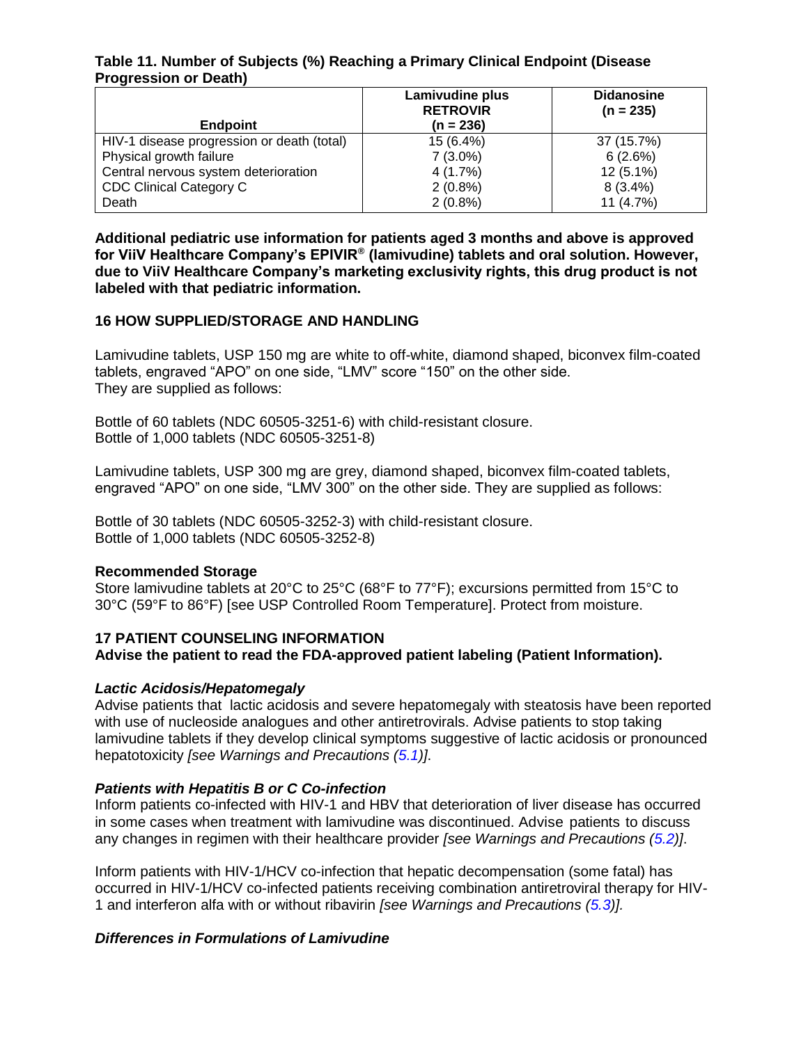**Table 11. Number of Subjects (%) Reaching a Primary Clinical Endpoint (Disease Progression or Death)**

| Endpoint | Lamivudine plus RETROVIR (n = 236) | Didanosine (n = 235) |
|---|---|---|
| HIV-1 disease progression or death (total) | 15 (6.4%) | 37 (15.7%) |
| Physical growth failure | 7 (3.0%) | 6 (2.6%) |
| Central nervous system deterioration | 4 (1.7%) | 12 (5.1%) |
| CDC Clinical Category C | 2 (0.8%) | 8 (3.4%) |
| Death | 2 (0.8%) | 11 (4.7%) |

**Additional pediatric use information for patients aged 3 months and above is approved for ViiV Healthcare Company's EPIVIR® (lamivudine) tablets and oral solution. However, due to ViiV Healthcare Company's marketing exclusivity rights, this drug product is not labeled with that pediatric information.**

## 16 HOW SUPPLIED/STORAGE AND HANDLING

Lamivudine tablets, USP 150 mg are white to off-white, diamond shaped, biconvex film-coated tablets, engraved "APO" on one side, "LMV" score "150" on the other side.
They are supplied as follows:

Bottle of 60 tablets (NDC 60505-3251-6) with child-resistant closure.
Bottle of 1,000 tablets (NDC 60505-3251-8)

Lamivudine tablets, USP 300 mg are grey, diamond shaped, biconvex film-coated tablets, engraved "APO" on one side, "LMV 300" on the other side. They are supplied as follows:

Bottle of 30 tablets (NDC 60505-3252-3) with child-resistant closure.
Bottle of 1,000 tablets (NDC 60505-3252-8)

**Recommended Storage**

Store lamivudine tablets at 20°C to 25°C (68°F to 77°F); excursions permitted from 15°C to 30°C (59°F to 86°F) [see USP Controlled Room Temperature]. Protect from moisture.

## 17 PATIENT COUNSELING INFORMATION

**Advise the patient to read the FDA-approved patient labeling (Patient Information).**

***Lactic Acidosis/Hepatomegaly***

Advise patients that lactic acidosis and severe hepatomegaly with steatosis have been reported with use of nucleoside analogues and other antiretrovirals. Advise patients to stop taking lamivudine tablets if they develop clinical symptoms suggestive of lactic acidosis or pronounced hepatotoxicity *[see Warnings and Precautions (5.1)]*.

***Patients with Hepatitis B or C Co-infection***

Inform patients co-infected with HIV-1 and HBV that deterioration of liver disease has occurred in some cases when treatment with lamivudine was discontinued. Advise patients to discuss any changes in regimen with their healthcare provider *[see Warnings and Precautions (5.2)]*.

Inform patients with HIV-1/HCV co-infection that hepatic decompensation (some fatal) has occurred in HIV-1/HCV co-infected patients receiving combination antiretroviral therapy for HIV-1 and interferon alfa with or without ribavirin *[see Warnings and Precautions (5.3)]*.

***Differences in Formulations of Lamivudine***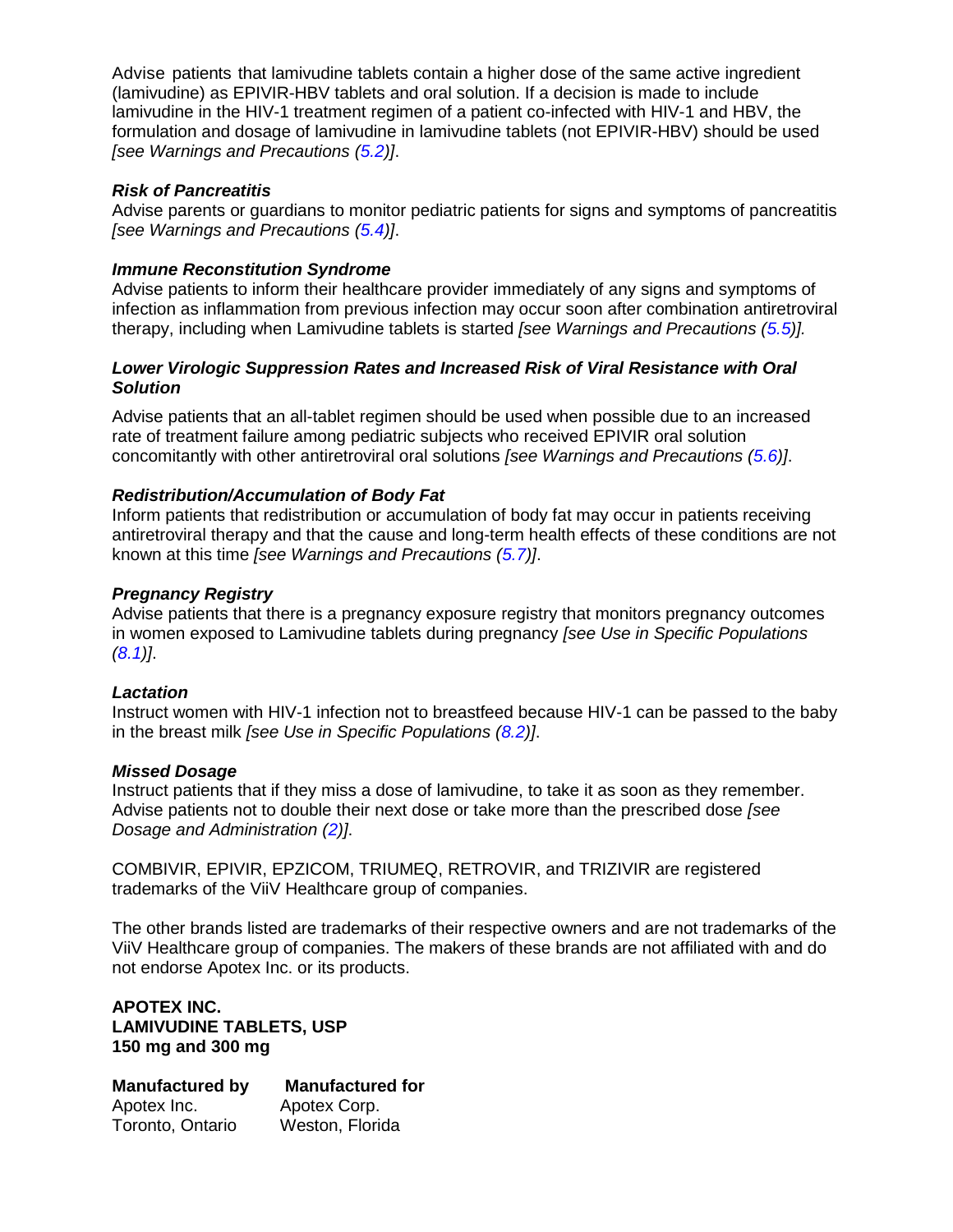Advise patients that lamivudine tablets contain a higher dose of the same active ingredient (lamivudine) as EPIVIR-HBV tablets and oral solution. If a decision is made to include lamivudine in the HIV-1 treatment regimen of a patient co-infected with HIV-1 and HBV, the formulation and dosage of lamivudine in lamivudine tablets (not EPIVIR-HBV) should be used *[see Warnings and Precautions (5.2)]*.

***Risk of Pancreatitis***

Advise parents or guardians to monitor pediatric patients for signs and symptoms of pancreatitis *[see Warnings and Precautions (5.4)]*.

***Immune Reconstitution Syndrome***

Advise patients to inform their healthcare provider immediately of any signs and symptoms of infection as inflammation from previous infection may occur soon after combination antiretroviral therapy, including when Lamivudine tablets is started *[see Warnings and Precautions (5.5)].*

***Lower Virologic Suppression Rates and Increased Risk of Viral Resistance with Oral Solution***

Advise patients that an all-tablet regimen should be used when possible due to an increased rate of treatment failure among pediatric subjects who received EPIVIR oral solution concomitantly with other antiretroviral oral solutions *[see Warnings and Precautions (5.6)]*.

***Redistribution/Accumulation of Body Fat***

Inform patients that redistribution or accumulation of body fat may occur in patients receiving antiretroviral therapy and that the cause and long-term health effects of these conditions are not known at this time *[see Warnings and Precautions (5.7)]*.

***Pregnancy Registry***

Advise patients that there is a pregnancy exposure registry that monitors pregnancy outcomes in women exposed to Lamivudine tablets during pregnancy *[see Use in Specific Populations (8.1)]*.

***Lactation***

Instruct women with HIV-1 infection not to breastfeed because HIV-1 can be passed to the baby in the breast milk *[see Use in Specific Populations (8.2)]*.

***Missed Dosage***

Instruct patients that if they miss a dose of lamivudine, to take it as soon as they remember. Advise patients not to double their next dose or take more than the prescribed dose *[see Dosage and Administration (2)]*.

COMBIVIR, EPIVIR, EPZICOM, TRIUMEQ, RETROVIR, and TRIZIVIR are registered trademarks of the ViiV Healthcare group of companies.

The other brands listed are trademarks of their respective owners and are not trademarks of the ViiV Healthcare group of companies. The makers of these brands are not affiliated with and do not endorse Apotex Inc. or its products.

**APOTEX INC.**
**LAMIVUDINE TABLETS, USP**
**150 mg and 300 mg**

| **Manufactured by** | **Manufactured for** |
|---|---|
| Apotex Inc. | Apotex Corp. |
| Toronto, Ontario | Weston, Florida |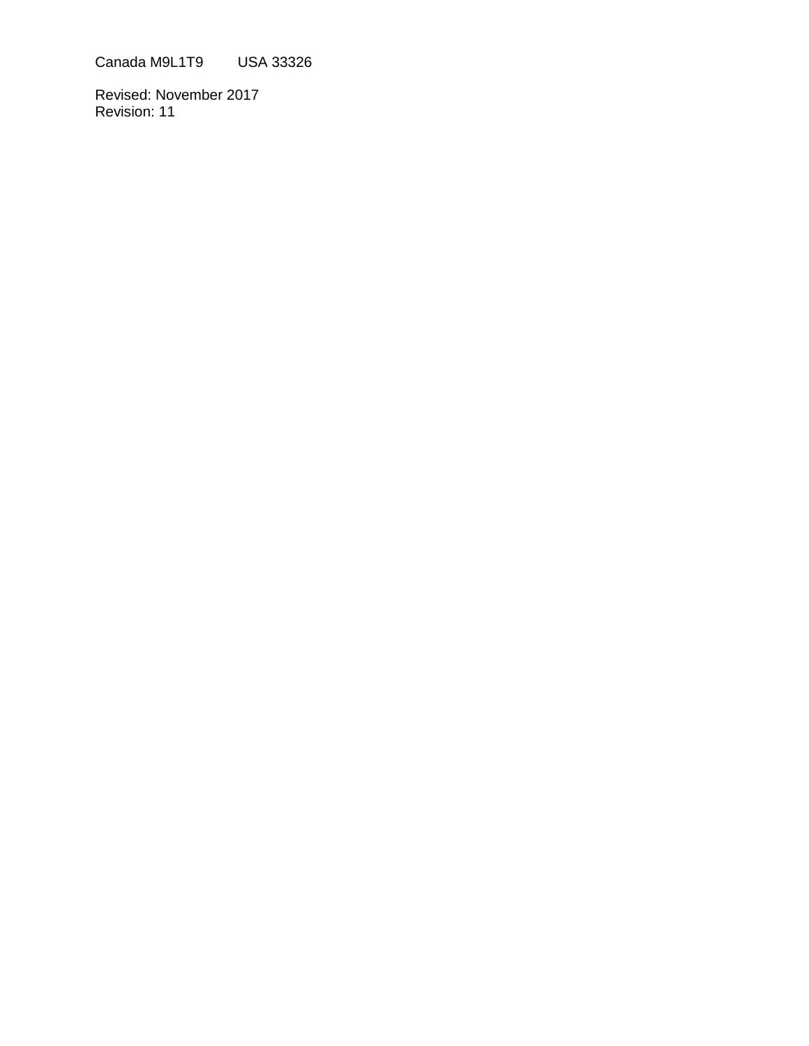Canada M9L1T9        USA 33326

Revised: November 2017
Revision: 11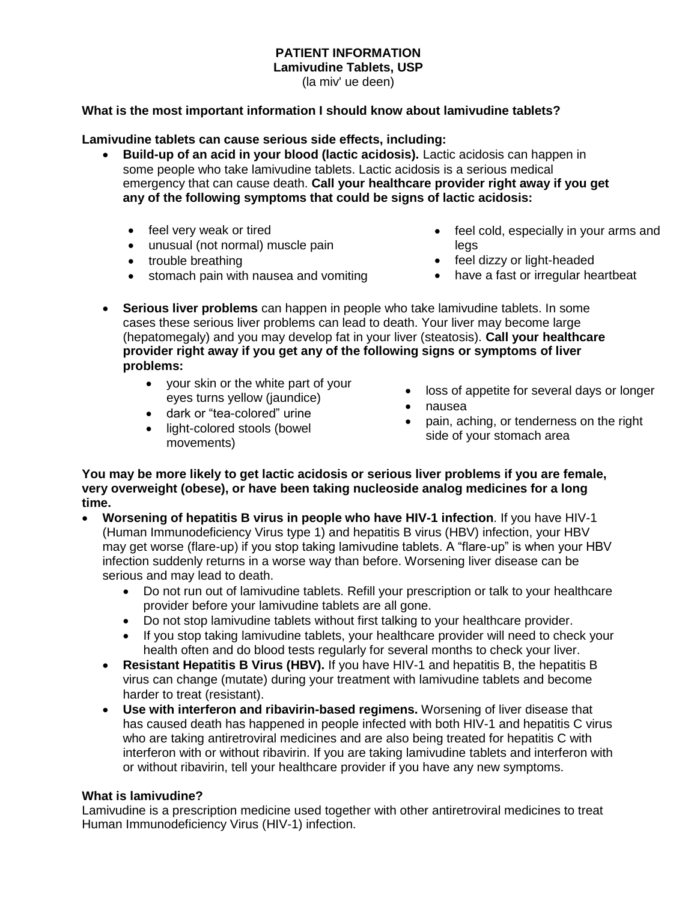**PATIENT INFORMATION**
**Lamivudine Tablets, USP**
(la miv' ue deen)

**What is the most important information I should know about lamivudine tablets?**

**Lamivudine tablets can cause serious side effects, including:**

- **Build-up of an acid in your blood (lactic acidosis).** Lactic acidosis can happen in some people who take lamivudine tablets. Lactic acidosis is a serious medical emergency that can cause death. **Call your healthcare provider right away if you get any of the following symptoms that could be signs of lactic acidosis:**
    - feel very weak or tired
    - unusual (not normal) muscle pain
    - trouble breathing
    - stomach pain with nausea and vomiting
    - feel cold, especially in your arms and legs
    - feel dizzy or light-headed
    - have a fast or irregular heartbeat
- **Serious liver problems** can happen in people who take lamivudine tablets. In some cases these serious liver problems can lead to death. Your liver may become large (hepatomegaly) and you may develop fat in your liver (steatosis). **Call your healthcare provider right away if you get any of the following signs or symptoms of liver problems:**
    - your skin or the white part of your eyes turns yellow (jaundice)
    - dark or "tea-colored" urine
    - light-colored stools (bowel movements)
    - loss of appetite for several days or longer
    - nausea
    - pain, aching, or tenderness on the right side of your stomach area

**You may be more likely to get lactic acidosis or serious liver problems if you are female, very overweight (obese), or have been taking nucleoside analog medicines for a long time.**

- **Worsening of hepatitis B virus in people who have HIV-1 infection**. If you have HIV-1 (Human Immunodeficiency Virus type 1) and hepatitis B virus (HBV) infection, your HBV may get worse (flare-up) if you stop taking lamivudine tablets. A "flare-up" is when your HBV infection suddenly returns in a worse way than before. Worsening liver disease can be serious and may lead to death.
    - Do not run out of lamivudine tablets. Refill your prescription or talk to your healthcare provider before your lamivudine tablets are all gone.
    - Do not stop lamivudine tablets without first talking to your healthcare provider.
    - If you stop taking lamivudine tablets, your healthcare provider will need to check your health often and do blood tests regularly for several months to check your liver.
    - **Resistant Hepatitis B Virus (HBV).** If you have HIV-1 and hepatitis B, the hepatitis B virus can change (mutate) during your treatment with lamivudine tablets and become harder to treat (resistant).
    - **Use with interferon and ribavirin-based regimens.** Worsening of liver disease that has caused death has happened in people infected with both HIV-1 and hepatitis C virus who are taking antiretroviral medicines and are also being treated for hepatitis C with interferon with or without ribavirin. If you are taking lamivudine tablets and interferon with or without ribavirin, tell your healthcare provider if you have any new symptoms.

**What is lamivudine?**

Lamivudine is a prescription medicine used together with other antiretroviral medicines to treat Human Immunodeficiency Virus (HIV-1) infection.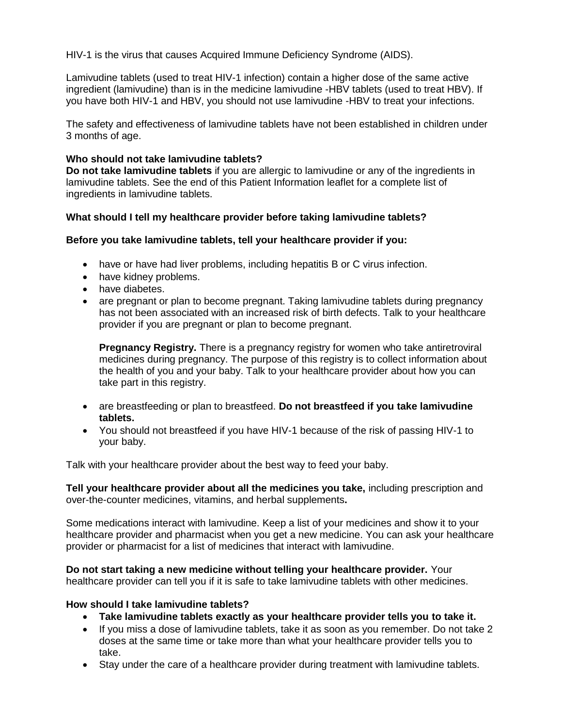HIV-1 is the virus that causes Acquired Immune Deficiency Syndrome (AIDS).

Lamivudine tablets (used to treat HIV-1 infection) contain a higher dose of the same active ingredient (lamivudine) than is in the medicine lamivudine -HBV tablets (used to treat HBV). If you have both HIV-1 and HBV, you should not use lamivudine -HBV to treat your infections.

The safety and effectiveness of lamivudine tablets have not been established in children under 3 months of age.

**Who should not take lamivudine tablets?**

**Do not take lamivudine tablets** if you are allergic to lamivudine or any of the ingredients in lamivudine tablets. See the end of this Patient Information leaflet for a complete list of ingredients in lamivudine tablets.

**What should I tell my healthcare provider before taking lamivudine tablets?**

**Before you take lamivudine tablets, tell your healthcare provider if you:**

- have or have had liver problems, including hepatitis B or C virus infection.
- have kidney problems.
- have diabetes.
- are pregnant or plan to become pregnant. Taking lamivudine tablets during pregnancy has not been associated with an increased risk of birth defects. Talk to your healthcare provider if you are pregnant or plan to become pregnant.

  **Pregnancy Registry.** There is a pregnancy registry for women who take antiretroviral medicines during pregnancy. The purpose of this registry is to collect information about the health of you and your baby. Talk to your healthcare provider about how you can take part in this registry.

- are breastfeeding or plan to breastfeed. **Do not breastfeed if you take lamivudine tablets.**
- You should not breastfeed if you have HIV-1 because of the risk of passing HIV-1 to your baby.

Talk with your healthcare provider about the best way to feed your baby.

**Tell your healthcare provider about all the medicines you take,** including prescription and over-the-counter medicines, vitamins, and herbal supplements**.**

Some medications interact with lamivudine. Keep a list of your medicines and show it to your healthcare provider and pharmacist when you get a new medicine. You can ask your healthcare provider or pharmacist for a list of medicines that interact with lamivudine.

**Do not start taking a new medicine without telling your healthcare provider.** Your healthcare provider can tell you if it is safe to take lamivudine tablets with other medicines.

**How should I take lamivudine tablets?**

- **Take lamivudine tablets exactly as your healthcare provider tells you to take it.**
- If you miss a dose of lamivudine tablets, take it as soon as you remember. Do not take 2 doses at the same time or take more than what your healthcare provider tells you to take.
- Stay under the care of a healthcare provider during treatment with lamivudine tablets.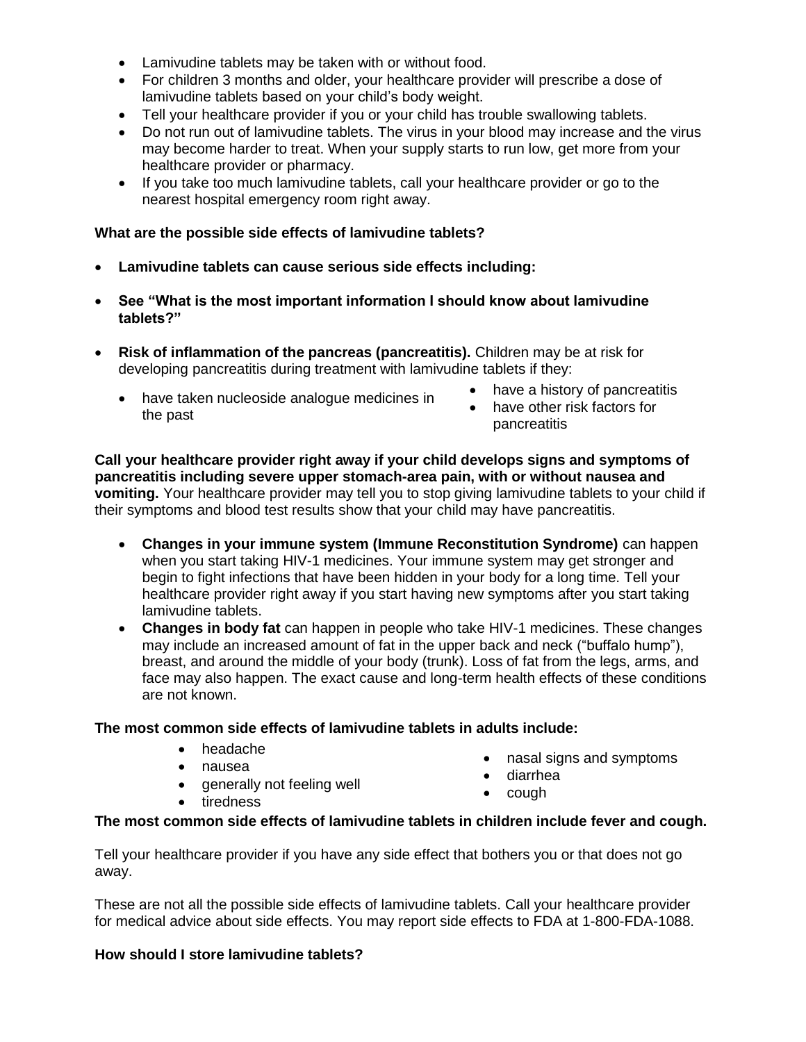- Lamivudine tablets may be taken with or without food.
- For children 3 months and older, your healthcare provider will prescribe a dose of lamivudine tablets based on your child's body weight.
- Tell your healthcare provider if you or your child has trouble swallowing tablets.
- Do not run out of lamivudine tablets. The virus in your blood may increase and the virus may become harder to treat. When your supply starts to run low, get more from your healthcare provider or pharmacy.
- If you take too much lamivudine tablets, call your healthcare provider or go to the nearest hospital emergency room right away.

**What are the possible side effects of lamivudine tablets?**

- **Lamivudine tablets can cause serious side effects including:**
- **See "What is the most important information I should know about lamivudine tablets?"**
- **Risk of inflammation of the pancreas (pancreatitis).** Children may be at risk for developing pancreatitis during treatment with lamivudine tablets if they:
  - have taken nucleoside analogue medicines in the past
  - have a history of pancreatitis
  - have other risk factors for pancreatitis

**Call your healthcare provider right away if your child develops signs and symptoms of pancreatitis including severe upper stomach-area pain, with or without nausea and vomiting.** Your healthcare provider may tell you to stop giving lamivudine tablets to your child if their symptoms and blood test results show that your child may have pancreatitis.

- **Changes in your immune system (Immune Reconstitution Syndrome)** can happen when you start taking HIV-1 medicines. Your immune system may get stronger and begin to fight infections that have been hidden in your body for a long time. Tell your healthcare provider right away if you start having new symptoms after you start taking lamivudine tablets.
- **Changes in body fat** can happen in people who take HIV-1 medicines. These changes may include an increased amount of fat in the upper back and neck ("buffalo hump"), breast, and around the middle of your body (trunk). Loss of fat from the legs, arms, and face may also happen. The exact cause and long-term health effects of these conditions are not known.

**The most common side effects of lamivudine tablets in adults include:**

- headache
- nausea
- generally not feeling well
- tiredness
- nasal signs and symptoms
- diarrhea
- cough

**The most common side effects of lamivudine tablets in children include fever and cough.**

Tell your healthcare provider if you have any side effect that bothers you or that does not go away.

These are not all the possible side effects of lamivudine tablets. Call your healthcare provider for medical advice about side effects. You may report side effects to FDA at 1-800-FDA-1088.

**How should I store lamivudine tablets?**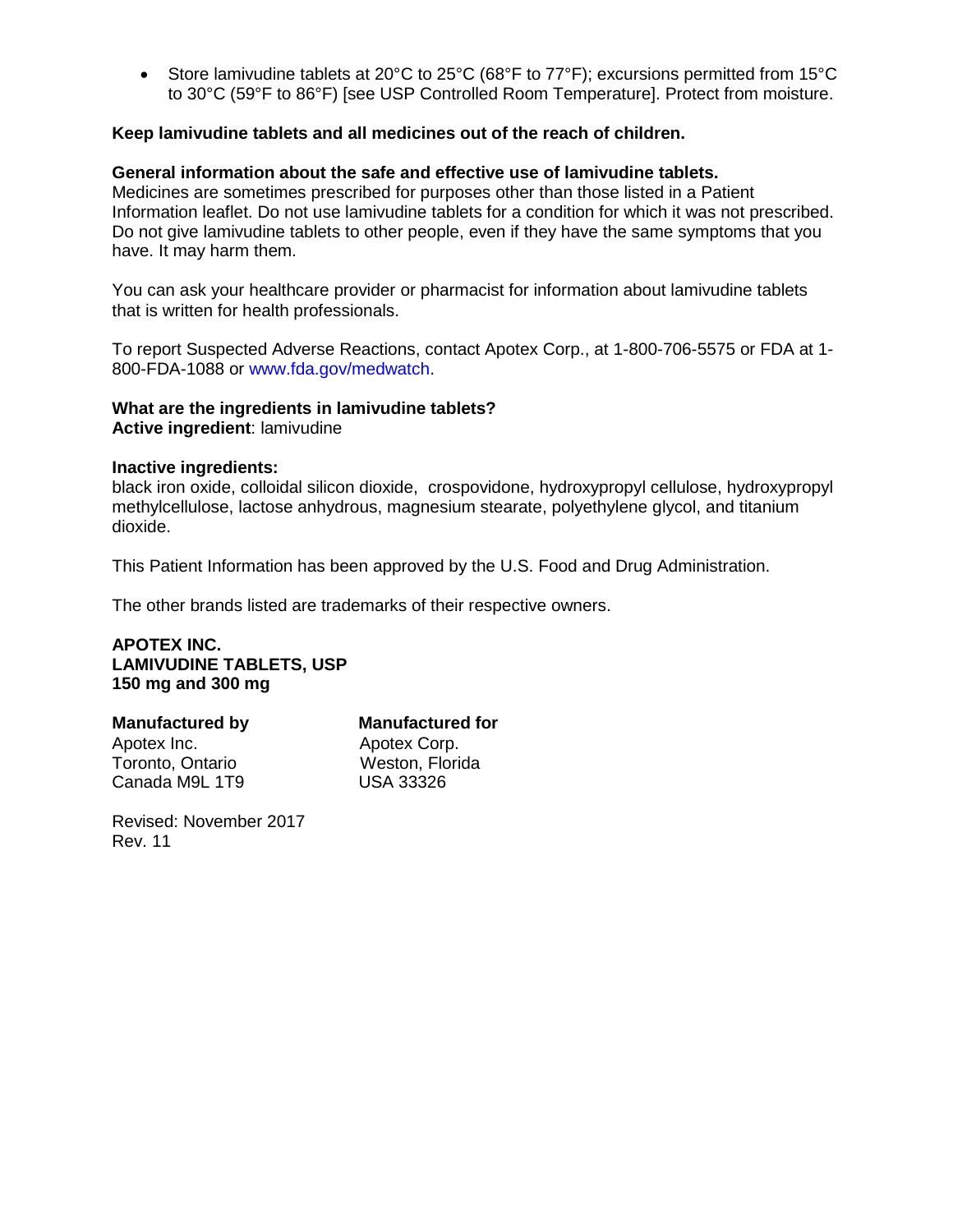- Store lamivudine tablets at 20°C to 25°C (68°F to 77°F); excursions permitted from 15°C to 30°C (59°F to 86°F) [see USP Controlled Room Temperature]. Protect from moisture.

**Keep lamivudine tablets and all medicines out of the reach of children.**

**General information about the safe and effective use of lamivudine tablets.**
Medicines are sometimes prescribed for purposes other than those listed in a Patient Information leaflet. Do not use lamivudine tablets for a condition for which it was not prescribed. Do not give lamivudine tablets to other people, even if they have the same symptoms that you have. It may harm them.

You can ask your healthcare provider or pharmacist for information about lamivudine tablets that is written for health professionals.

To report Suspected Adverse Reactions, contact Apotex Corp., at 1-800-706-5575 or FDA at 1-800-FDA-1088 or www.fda.gov/medwatch.

**What are the ingredients in lamivudine tablets?**
**Active ingredient**: lamivudine

**Inactive ingredients:**
black iron oxide, colloidal silicon dioxide, crospovidone, hydroxypropyl cellulose, hydroxypropyl methylcellulose, lactose anhydrous, magnesium stearate, polyethylene glycol, and titanium dioxide.

This Patient Information has been approved by the U.S. Food and Drug Administration.

The other brands listed are trademarks of their respective owners.

**APOTEX INC.**
**LAMIVUDINE TABLETS, USP**
**150 mg and 300 mg**

**Manufactured by**
Apotex Inc.
Toronto, Ontario
Canada M9L 1T9

**Manufactured for**
Apotex Corp.
Weston, Florida
USA 33326

Revised: November 2017
Rev. 11